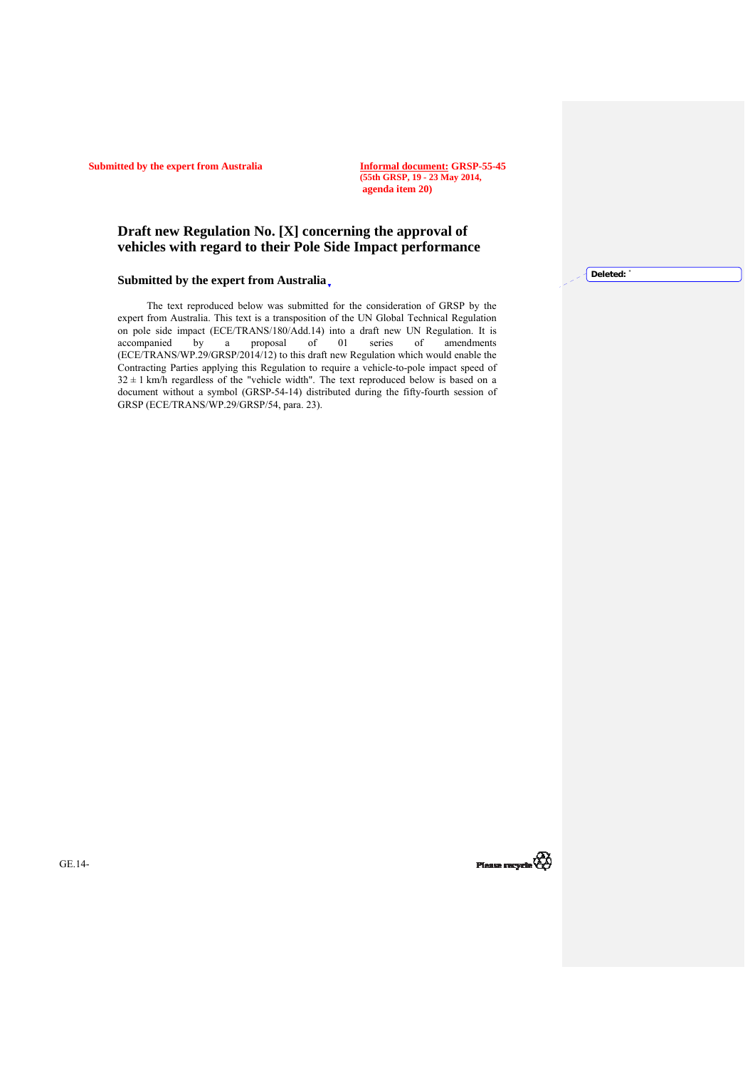**Submitted by the expert from Australia**

**Informal document: GRSP-55-45**
**(55th GRSP, 19 - 23 May 2014,**
**agenda item 20)**

# Draft new Regulation No. [X] concerning the approval of vehicles with regard to their Pole Side Impact performance

## Submitted by the expert from Australia

The text reproduced below was submitted for the consideration of GRSP by the expert from Australia. This text is a transposition of the UN Global Technical Regulation on pole side impact (ECE/TRANS/180/Add.14) into a draft new UN Regulation. It is accompanied by a proposal of 01 series of amendments (ECE/TRANS/WP.29/GRSP/2014/12) to this draft new Regulation which would enable the Contracting Parties applying this Regulation to require a vehicle-to-pole impact speed of $32 \pm 1$ km/h regardless of the "vehicle width". The text reproduced below is based on a document without a symbol (GRSP-54-14) distributed during the fifty-fourth session of GRSP (ECE/TRANS/WP.29/GRSP/54, para. 23).

Deleted: *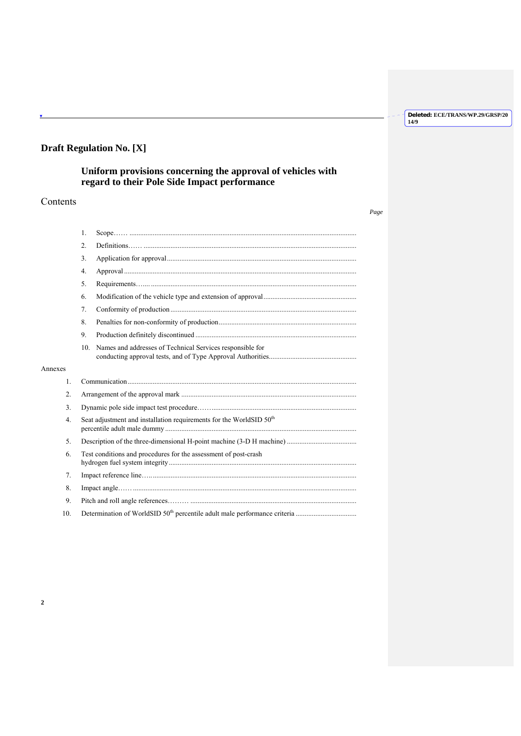# Draft Regulation No. [X]

## Uniform provisions concerning the approval of vehicles with regard to their Pole Side Impact performance

### Contents

*Page*

1. Scope…… 
2. Definitions…… 
3. Application for approval 
4. Approval 
5. Requirements…… 
6. Modification of the vehicle type and extension of approval 
7. Conformity of production 
8. Penalties for non-conformity of production 
9. Production definitely discontinued 
10. Names and addresses of Technical Services responsible for conducting approval tests, and of Type Approval Authorities 

Annexes

1. Communication 
2. Arrangement of the approval mark 
3. Dynamic pole side impact test procedure…… 
4. Seat adjustment and installation requirements for the WorldSID 50th percentile adult male dummy 
5. Description of the three-dimensional H-point machine (3-D H machine) 
6. Test conditions and procedures for the assessment of post-crash hydrogen fuel system integrity 
7. Impact reference line…… 
8. Impact angle…… 
9. Pitch and roll angle references……… 
10. Determination of WorldSID 50th percentile adult male performance criteria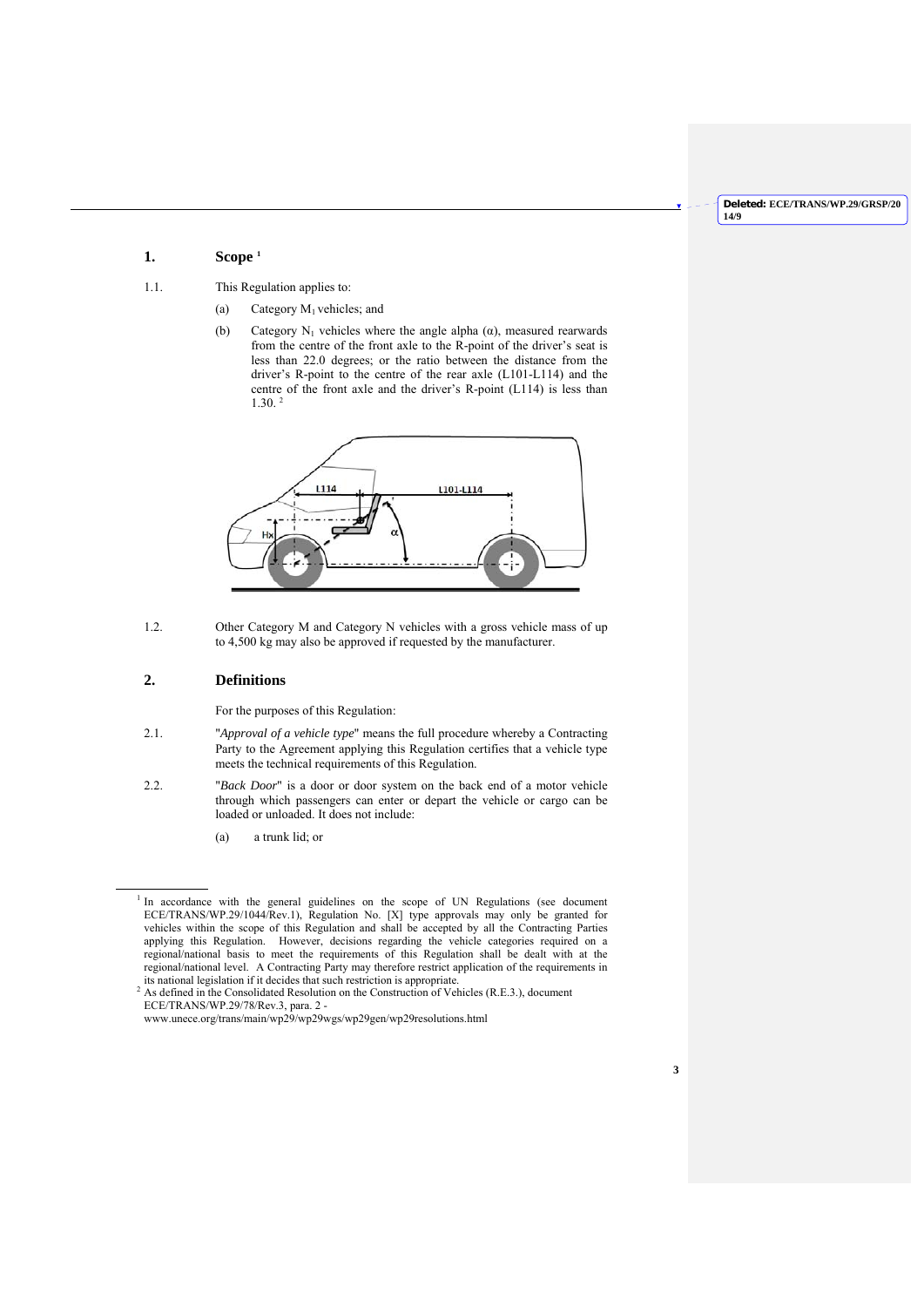## 1. Scope [1]

1.1. This Regulation applies to:

(a) Category $M_1$ vehicles; and

(b) Category $N_1$ vehicles where the angle alpha (α), measured rearwards from the centre of the front axle to the R-point of the driver's seat is less than 22.0 degrees; or the ratio between the distance from the driver's R-point to the centre of the rear axle (L101-L114) and the centre of the front axle and the driver's R-point (L114) is less than 1.30. [2]

1.2. Other Category M and Category N vehicles with a gross vehicle mass of up to 4,500 kg may also be approved if requested by the manufacturer.

## 2. Definitions

For the purposes of this Regulation:

2.1. "*Approval of a vehicle type*" means the full procedure whereby a Contracting Party to the Agreement applying this Regulation certifies that a vehicle type meets the technical requirements of this Regulation.

2.2. "*Back Door*" is a door or door system on the back end of a motor vehicle through which passengers can enter or depart the vehicle or cargo can be loaded or unloaded. It does not include:

(a) a trunk lid; or

---

[1] In accordance with the general guidelines on the scope of UN Regulations (see document ECE/TRANS/WP.29/1044/Rev.1), Regulation No. [X] type approvals may only be granted for vehicles within the scope of this Regulation and shall be accepted by all the Contracting Parties applying this Regulation. However, decisions regarding the vehicle categories required on a regional/national basis to meet the requirements of this Regulation shall be dealt with at the regional/national level. A Contracting Party may therefore restrict application of the requirements in its national legislation if it decides that such restriction is appropriate.

[2] As defined in the Consolidated Resolution on the Construction of Vehicles (R.E.3.), document ECE/TRANS/WP.29/78/Rev.3, para. 2 - www.unece.org/trans/main/wp29/wp29wgs/wp29gen/wp29resolutions.html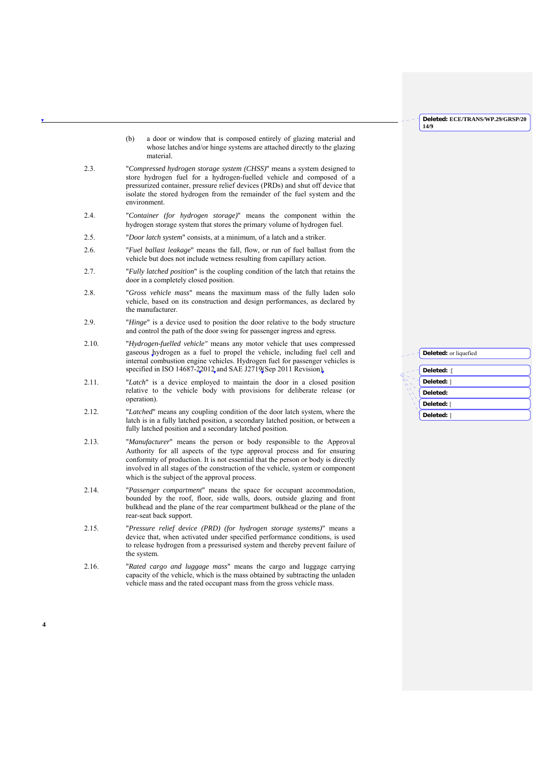(b) a door or window that is composed entirely of glazing material and whose latches and/or hinge systems are attached directly to the glazing material.

2.3. "*Compressed hydrogen storage system (CHSS)*" means a system designed to store hydrogen fuel for a hydrogen-fuelled vehicle and composed of a pressurized container, pressure relief devices (PRDs) and shut off device that isolate the stored hydrogen from the remainder of the fuel system and the environment.

2.4. "*Container (for hydrogen storage)*" means the component within the hydrogen storage system that stores the primary volume of hydrogen fuel.

2.5. "*Door latch system*" consists, at a minimum, of a latch and a striker.

2.6. "*Fuel ballast leakage*" means the fall, flow, or run of fuel ballast from the vehicle but does not include wetness resulting from capillary action.

2.7. "*Fully latched position*" is the coupling condition of the latch that retains the door in a completely closed position.

2.8. "*Gross vehicle mass*" means the maximum mass of the fully laden solo vehicle, based on its construction and design performances, as declared by the manufacturer.

2.9. "*Hinge*" is a device used to position the door relative to the body structure and control the path of the door swing for passenger ingress and egress.

2.10. "*Hydrogen-fuelled vehicle*" means any motor vehicle that uses compressed gaseous hydrogen as a fuel to propel the vehicle, including fuel cell and internal combustion engine vehicles. Hydrogen fuel for passenger vehicles is specified in ISO 14687-2:2012 and SAE J2719 (Sep 2011 Revision).

2.11. "*Latch*" is a device employed to maintain the door in a closed position relative to the vehicle body with provisions for deliberate release (or operation).

2.12. "*Latched*" means any coupling condition of the door latch system, where the latch is in a fully latched position, a secondary latched position, or between a fully latched position and a secondary latched position.

2.13. "*Manufacturer*" means the person or body responsible to the Approval Authority for all aspects of the type approval process and for ensuring conformity of production. It is not essential that the person or body is directly involved in all stages of the construction of the vehicle, system or component which is the subject of the approval process.

2.14. "*Passenger compartment*" means the space for occupant accommodation, bounded by the roof, floor, side walls, doors, outside glazing and front bulkhead and the plane of the rear compartment bulkhead or the plane of the rear-seat back support.

2.15. "*Pressure relief device (PRD) (for hydrogen storage systems)*" means a device that, when activated under specified performance conditions, is used to release hydrogen from a pressurised system and thereby prevent failure of the system.

2.16. "*Rated cargo and luggage mass*" means the cargo and luggage carrying capacity of the vehicle, which is the mass obtained by subtracting the unladen vehicle mass and the rated occupant mass from the gross vehicle mass.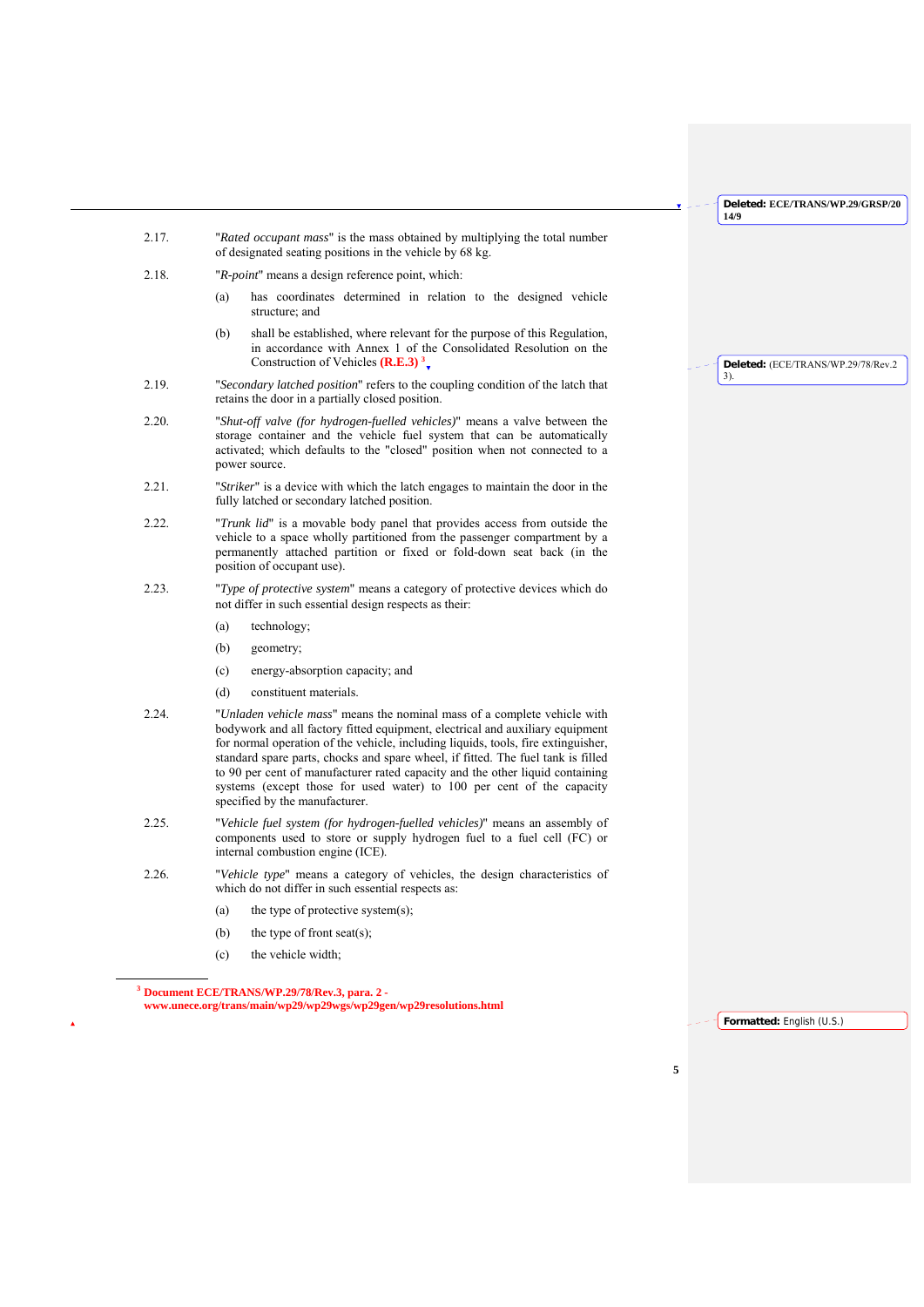2.17. "*Rated occupant mass*" is the mass obtained by multiplying the total number of designated seating positions in the vehicle by 68 kg.

2.18. "*R-point*" means a design reference point, which:

(a) has coordinates determined in relation to the designed vehicle structure; and

(b) shall be established, where relevant for the purpose of this Regulation, in accordance with Annex 1 of the Consolidated Resolution on the Construction of Vehicles **(R.E.3)** [3].

2.19. "*Secondary latched position*" refers to the coupling condition of the latch that retains the door in a partially closed position.

2.20. "*Shut-off valve (for hydrogen-fuelled vehicles)*" means a valve between the storage container and the vehicle fuel system that can be automatically activated; which defaults to the "closed" position when not connected to a power source.

2.21. "*Striker*" is a device with which the latch engages to maintain the door in the fully latched or secondary latched position.

2.22. "*Trunk lid*" is a movable body panel that provides access from outside the vehicle to a space wholly partitioned from the passenger compartment by a permanently attached partition or fixed or fold-down seat back (in the position of occupant use).

2.23. "*Type of protective system*" means a category of protective devices which do not differ in such essential design respects as their:

(a) technology;

(b) geometry;

(c) energy-absorption capacity; and

(d) constituent materials.

2.24. "*Unladen vehicle mass*" means the nominal mass of a complete vehicle with bodywork and all factory fitted equipment, electrical and auxiliary equipment for normal operation of the vehicle, including liquids, tools, fire extinguisher, standard spare parts, chocks and spare wheel, if fitted. The fuel tank is filled to 90 per cent of manufacturer rated capacity and the other liquid containing systems (except those for used water) to 100 per cent of the capacity specified by the manufacturer.

2.25. "*Vehicle fuel system (for hydrogen-fuelled vehicles)*" means an assembly of components used to store or supply hydrogen fuel to a fuel cell (FC) or internal combustion engine (ICE).

2.26. "*Vehicle type*" means a category of vehicles, the design characteristics of which do not differ in such essential respects as:

(a) the type of protective system(s);

(b) the type of front seat(s);

(c) the vehicle width;

---

[3] **Document ECE/TRANS/WP.29/78/Rev.3, para. 2 - www.unece.org/trans/main/wp29/wp29wgs/wp29gen/wp29resolutions.html**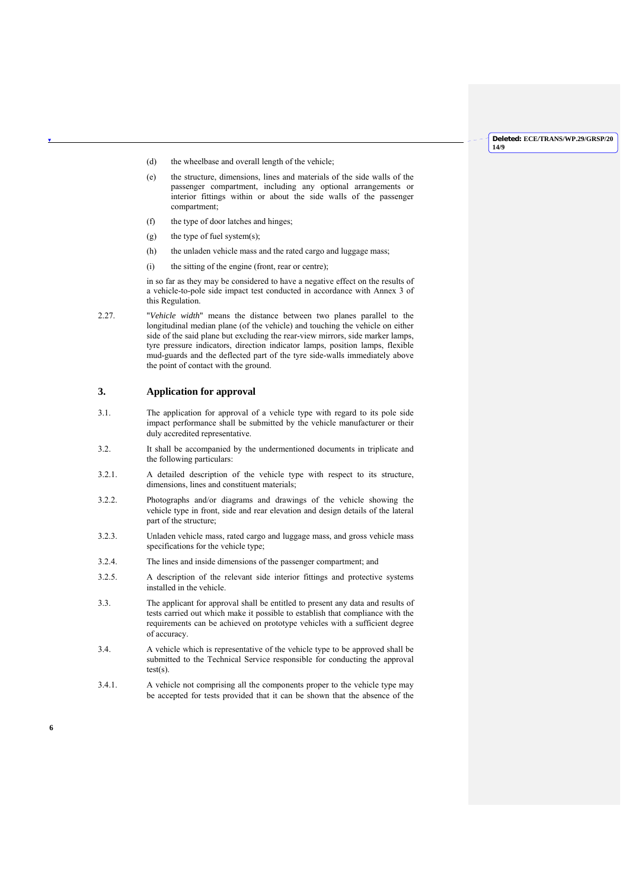(d) the wheelbase and overall length of the vehicle;

(e) the structure, dimensions, lines and materials of the side walls of the passenger compartment, including any optional arrangements or interior fittings within or about the side walls of the passenger compartment;

(f) the type of door latches and hinges;

(g) the type of fuel system(s);

(h) the unladen vehicle mass and the rated cargo and luggage mass;

(i) the sitting of the engine (front, rear or centre);

in so far as they may be considered to have a negative effect on the results of a vehicle-to-pole side impact test conducted in accordance with Annex 3 of this Regulation.

2.27. "*Vehicle width*" means the distance between two planes parallel to the longitudinal median plane (of the vehicle) and touching the vehicle on either side of the said plane but excluding the rear-view mirrors, side marker lamps, tyre pressure indicators, direction indicator lamps, position lamps, flexible mud-guards and the deflected part of the tyre side-walls immediately above the point of contact with the ground.

## 3. Application for approval

3.1. The application for approval of a vehicle type with regard to its pole side impact performance shall be submitted by the vehicle manufacturer or their duly accredited representative.

3.2. It shall be accompanied by the undermentioned documents in triplicate and the following particulars:

3.2.1. A detailed description of the vehicle type with respect to its structure, dimensions, lines and constituent materials;

3.2.2. Photographs and/or diagrams and drawings of the vehicle showing the vehicle type in front, side and rear elevation and design details of the lateral part of the structure;

3.2.3. Unladen vehicle mass, rated cargo and luggage mass, and gross vehicle mass specifications for the vehicle type;

3.2.4. The lines and inside dimensions of the passenger compartment; and

3.2.5. A description of the relevant side interior fittings and protective systems installed in the vehicle.

3.3. The applicant for approval shall be entitled to present any data and results of tests carried out which make it possible to establish that compliance with the requirements can be achieved on prototype vehicles with a sufficient degree of accuracy.

3.4. A vehicle which is representative of the vehicle type to be approved shall be submitted to the Technical Service responsible for conducting the approval test(s).

3.4.1. A vehicle not comprising all the components proper to the vehicle type may be accepted for tests provided that it can be shown that the absence of the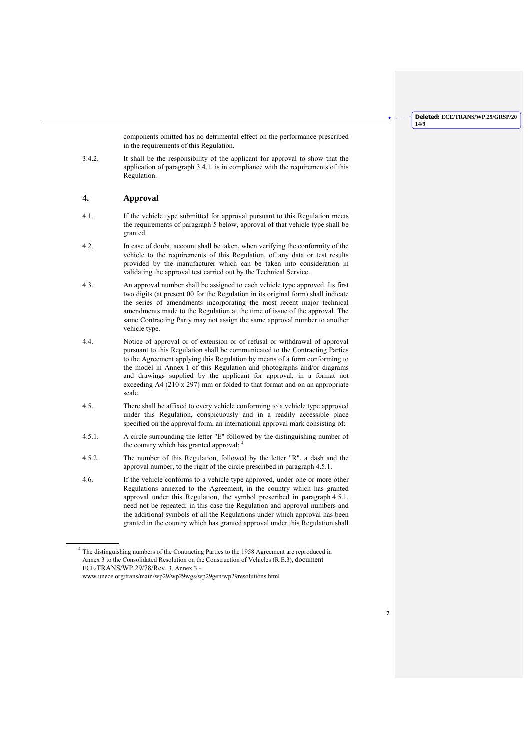components omitted has no detrimental effect on the performance prescribed in the requirements of this Regulation.

3.4.2. It shall be the responsibility of the applicant for approval to show that the application of paragraph 3.4.1. is in compliance with the requirements of this Regulation.

## 4. Approval

4.1. If the vehicle type submitted for approval pursuant to this Regulation meets the requirements of paragraph 5 below, approval of that vehicle type shall be granted.

4.2. In case of doubt, account shall be taken, when verifying the conformity of the vehicle to the requirements of this Regulation, of any data or test results provided by the manufacturer which can be taken into consideration in validating the approval test carried out by the Technical Service.

4.3. An approval number shall be assigned to each vehicle type approved. Its first two digits (at present 00 for the Regulation in its original form) shall indicate the series of amendments incorporating the most recent major technical amendments made to the Regulation at the time of issue of the approval. The same Contracting Party may not assign the same approval number to another vehicle type.

4.4. Notice of approval or of extension or of refusal or withdrawal of approval pursuant to this Regulation shall be communicated to the Contracting Parties to the Agreement applying this Regulation by means of a form conforming to the model in Annex 1 of this Regulation and photographs and/or diagrams and drawings supplied by the applicant for approval, in a format not exceeding A4 (210 x 297) mm or folded to that format and on an appropriate scale.

4.5. There shall be affixed to every vehicle conforming to a vehicle type approved under this Regulation, conspicuously and in a readily accessible place specified on the approval form, an international approval mark consisting of:

4.5.1. A circle surrounding the letter "E" followed by the distinguishing number of the country which has granted approval; [4]

4.5.2. The number of this Regulation, followed by the letter "R", a dash and the approval number, to the right of the circle prescribed in paragraph 4.5.1.

4.6. If the vehicle conforms to a vehicle type approved, under one or more other Regulations annexed to the Agreement, in the country which has granted approval under this Regulation, the symbol prescribed in paragraph 4.5.1. need not be repeated; in this case the Regulation and approval numbers and the additional symbols of all the Regulations under which approval has been granted in the country which has granted approval under this Regulation shall

---

[4] The distinguishing numbers of the Contracting Parties to the 1958 Agreement are reproduced in Annex 3 to the Consolidated Resolution on the Construction of Vehicles (R.E.3), document ECE/TRANS/WP.29/78/Rev. 3, Annex 3 - www.unece.org/trans/main/wp29/wp29wgs/wp29gen/wp29resolutions.html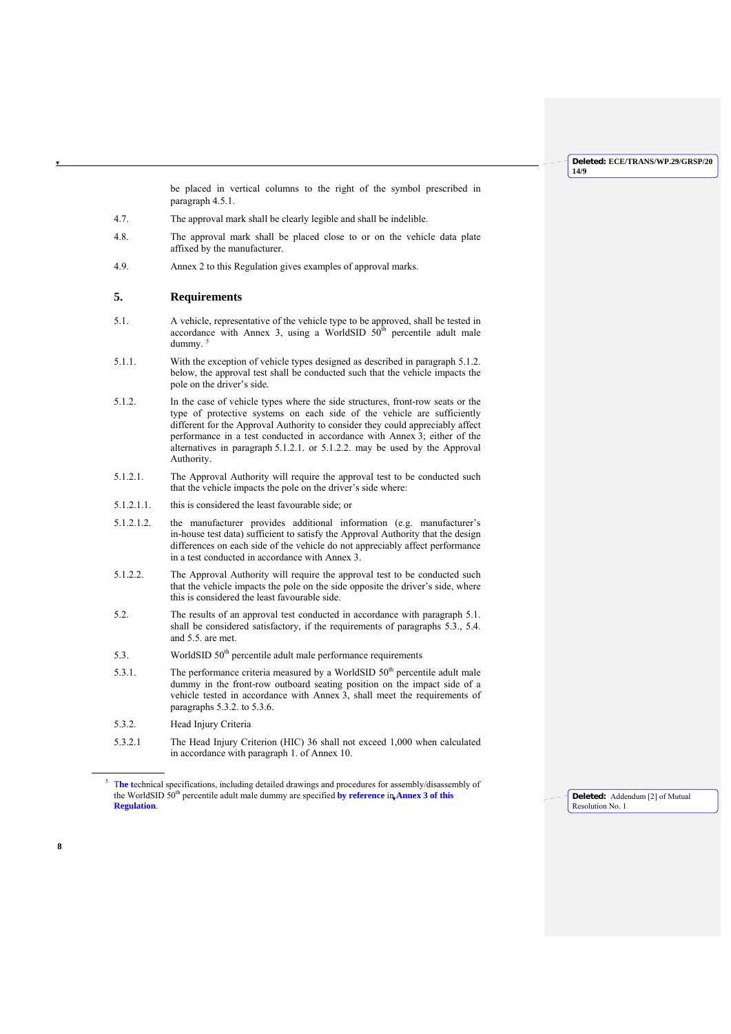be placed in vertical columns to the right of the symbol prescribed in paragraph 4.5.1.

4.7. The approval mark shall be clearly legible and shall be indelible.

4.8. The approval mark shall be placed close to or on the vehicle data plate affixed by the manufacturer.

4.9. Annex 2 to this Regulation gives examples of approval marks.

## 5. Requirements

5.1. A vehicle, representative of the vehicle type to be approved, shall be tested in accordance with Annex 3, using a WorldSID 50th percentile adult male dummy. [5]

5.1.1. With the exception of vehicle types designed as described in paragraph 5.1.2. below, the approval test shall be conducted such that the vehicle impacts the pole on the driver's side.

5.1.2. In the case of vehicle types where the side structures, front-row seats or the type of protective systems on each side of the vehicle are sufficiently different for the Approval Authority to consider they could appreciably affect performance in a test conducted in accordance with Annex 3; either of the alternatives in paragraph 5.1.2.1. or 5.1.2.2. may be used by the Approval Authority.

5.1.2.1. The Approval Authority will require the approval test to be conducted such that the vehicle impacts the pole on the driver's side where:

5.1.2.1.1. this is considered the least favourable side; or

5.1.2.1.2. the manufacturer provides additional information (e.g. manufacturer's in-house test data) sufficient to satisfy the Approval Authority that the design differences on each side of the vehicle do not appreciably affect performance in a test conducted in accordance with Annex 3.

5.1.2.2. The Approval Authority will require the approval test to be conducted such that the vehicle impacts the pole on the side opposite the driver's side, where this is considered the least favourable side.

5.2. The results of an approval test conducted in accordance with paragraph 5.1. shall be considered satisfactory, if the requirements of paragraphs 5.3., 5.4. and 5.5. are met.

5.3. WorldSID 50th percentile adult male performance requirements

5.3.1. The performance criteria measured by a WorldSID 50th percentile adult male dummy in the front-row outboard seating position on the impact side of a vehicle tested in accordance with Annex 3, shall meet the requirements of paragraphs 5.3.2. to 5.3.6.

5.3.2. Head Injury Criteria

5.3.2.1 The Head Injury Criterion (HIC) 36 shall not exceed 1,000 when calculated in accordance with paragraph 1. of Annex 10.

---

[5] The technical specifications, including detailed drawings and procedures for assembly/disassembly of the WorldSID 50th percentile adult male dummy are specified **by reference** in **Annex 3 of this Regulation**.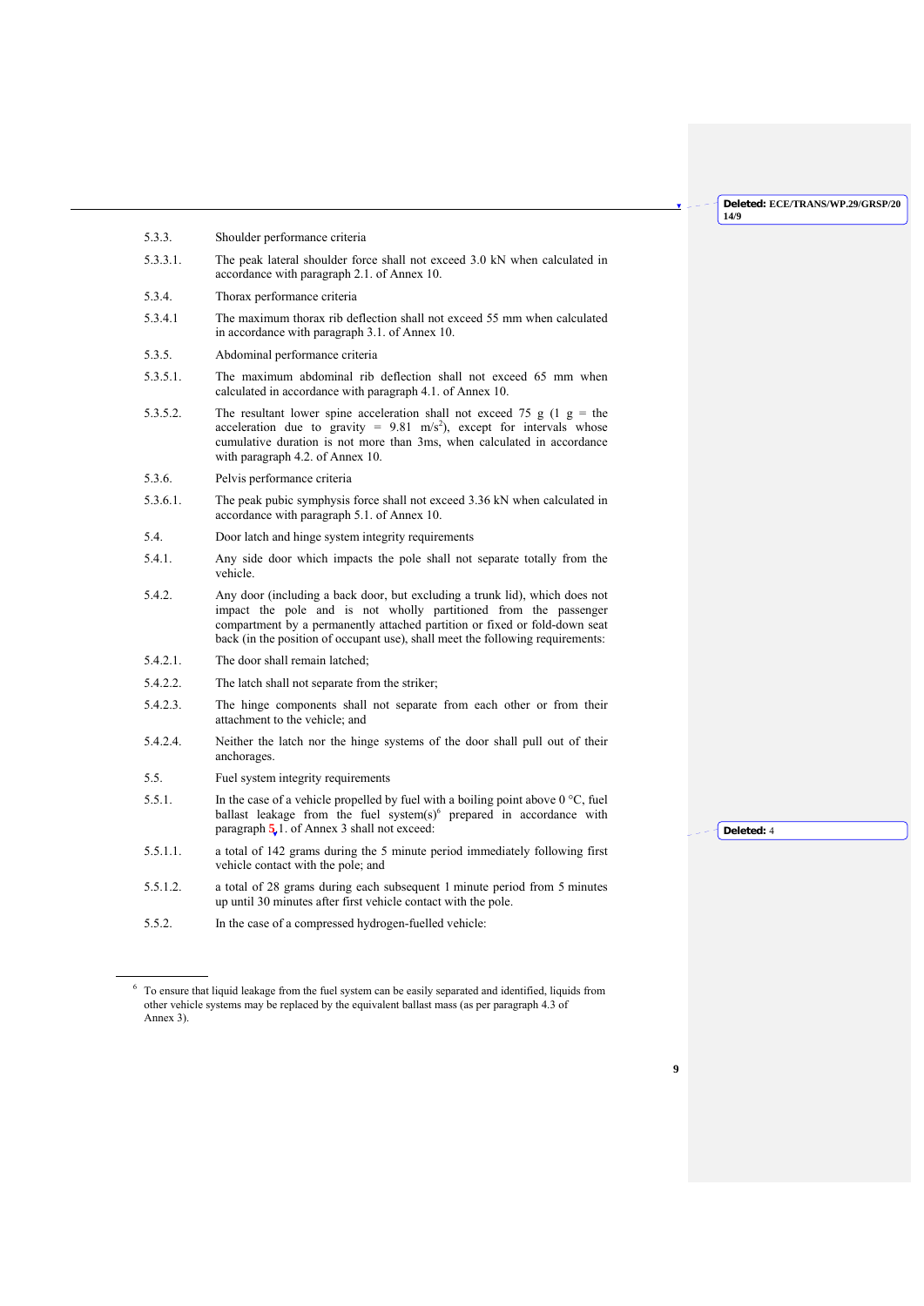5.3.3. Shoulder performance criteria

5.3.3.1. The peak lateral shoulder force shall not exceed 3.0 kN when calculated in accordance with paragraph 2.1. of Annex 10.

5.3.4. Thorax performance criteria

5.3.4.1 The maximum thorax rib deflection shall not exceed 55 mm when calculated in accordance with paragraph 3.1. of Annex 10.

5.3.5. Abdominal performance criteria

5.3.5.1. The maximum abdominal rib deflection shall not exceed 65 mm when calculated in accordance with paragraph 4.1. of Annex 10.

5.3.5.2. The resultant lower spine acceleration shall not exceed 75 g (1 g = the acceleration due to gravity = 9.81 $m/s^2$), except for intervals whose cumulative duration is not more than 3ms, when calculated in accordance with paragraph 4.2. of Annex 10.

5.3.6. Pelvis performance criteria

5.3.6.1. The peak pubic symphysis force shall not exceed 3.36 kN when calculated in accordance with paragraph 5.1. of Annex 10.

5.4. Door latch and hinge system integrity requirements

5.4.1. Any side door which impacts the pole shall not separate totally from the vehicle.

5.4.2. Any door (including a back door, but excluding a trunk lid), which does not impact the pole and is not wholly partitioned from the passenger compartment by a permanently attached partition or fixed or fold-down seat back (in the position of occupant use), shall meet the following requirements:

5.4.2.1. The door shall remain latched;

5.4.2.2. The latch shall not separate from the striker;

5.4.2.3. The hinge components shall not separate from each other or from their attachment to the vehicle; and

5.4.2.4. Neither the latch nor the hinge systems of the door shall pull out of their anchorages.

5.5. Fuel system integrity requirements

5.5.1. In the case of a vehicle propelled by fuel with a boiling point above 0 °C, fuel ballast leakage from the fuel system(s)[6] prepared in accordance with paragraph 5.1. of Annex 3 shall not exceed:

5.5.1.1. a total of 142 grams during the 5 minute period immediately following first vehicle contact with the pole; and

5.5.1.2. a total of 28 grams during each subsequent 1 minute period from 5 minutes up until 30 minutes after first vehicle contact with the pole.

5.5.2. In the case of a compressed hydrogen-fuelled vehicle:

[6] To ensure that liquid leakage from the fuel system can be easily separated and identified, liquids from other vehicle systems may be replaced by the equivalent ballast mass (as per paragraph 4.3 of Annex 3).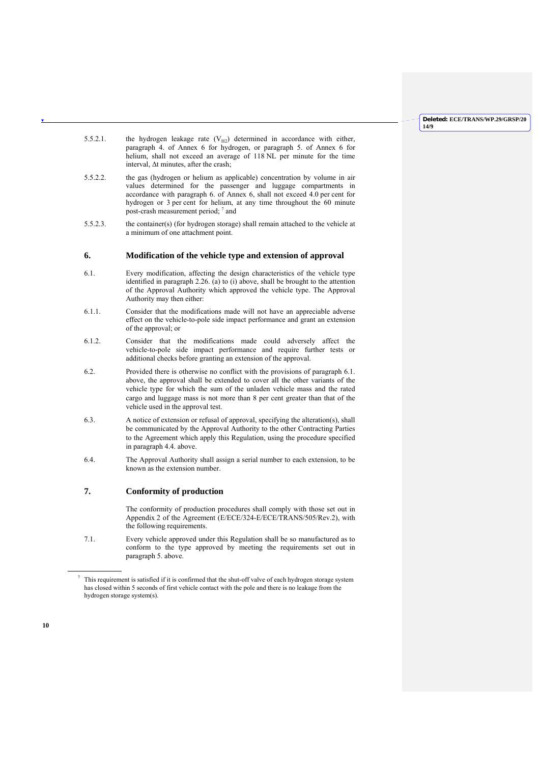5.5.2.1. the hydrogen leakage rate ($V_{H2}$) determined in accordance with either, paragraph 4. of Annex 6 for hydrogen, or paragraph 5. of Annex 6 for helium, shall not exceed an average of 118 NL per minute for the time interval, $\Delta t$ minutes, after the crash;

5.5.2.2. the gas (hydrogen or helium as applicable) concentration by volume in air values determined for the passenger and luggage compartments in accordance with paragraph 6. of Annex 6, shall not exceed 4.0 per cent for hydrogen or 3 per cent for helium, at any time throughout the 60 minute post-crash measurement period; [7] and

5.5.2.3. the container(s) (for hydrogen storage) shall remain attached to the vehicle at a minimum of one attachment point.

## 6. Modification of the vehicle type and extension of approval

6.1. Every modification, affecting the design characteristics of the vehicle type identified in paragraph 2.26. (a) to (i) above, shall be brought to the attention of the Approval Authority which approved the vehicle type. The Approval Authority may then either:

6.1.1. Consider that the modifications made will not have an appreciable adverse effect on the vehicle-to-pole side impact performance and grant an extension of the approval; or

6.1.2. Consider that the modifications made could adversely affect the vehicle-to-pole side impact performance and require further tests or additional checks before granting an extension of the approval.

6.2. Provided there is otherwise no conflict with the provisions of paragraph 6.1. above, the approval shall be extended to cover all the other variants of the vehicle type for which the sum of the unladen vehicle mass and the rated cargo and luggage mass is not more than 8 per cent greater than that of the vehicle used in the approval test.

6.3. A notice of extension or refusal of approval, specifying the alteration(s), shall be communicated by the Approval Authority to the other Contracting Parties to the Agreement which apply this Regulation, using the procedure specified in paragraph 4.4. above.

6.4. The Approval Authority shall assign a serial number to each extension, to be known as the extension number.

## 7. Conformity of production

The conformity of production procedures shall comply with those set out in Appendix 2 of the Agreement (E/ECE/324-E/ECE/TRANS/505/Rev.2), with the following requirements.

7.1. Every vehicle approved under this Regulation shall be so manufactured as to conform to the type approved by meeting the requirements set out in paragraph 5. above.

---

[7] This requirement is satisfied if it is confirmed that the shut-off valve of each hydrogen storage system has closed within 5 seconds of first vehicle contact with the pole and there is no leakage from the hydrogen storage system(s).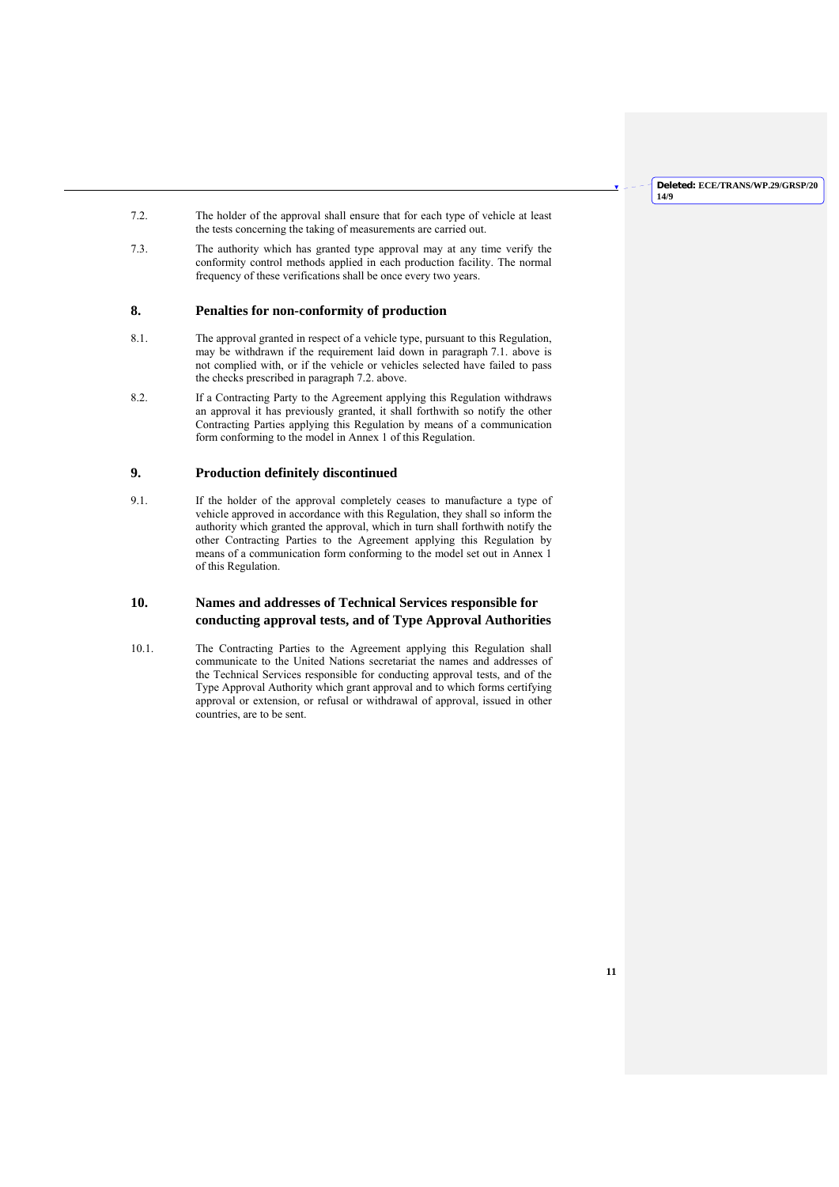7.2. The holder of the approval shall ensure that for each type of vehicle at least the tests concerning the taking of measurements are carried out.

7.3. The authority which has granted type approval may at any time verify the conformity control methods applied in each production facility. The normal frequency of these verifications shall be once every two years.

## 8. Penalties for non-conformity of production

8.1. The approval granted in respect of a vehicle type, pursuant to this Regulation, may be withdrawn if the requirement laid down in paragraph 7.1. above is not complied with, or if the vehicle or vehicles selected have failed to pass the checks prescribed in paragraph 7.2. above.

8.2. If a Contracting Party to the Agreement applying this Regulation withdraws an approval it has previously granted, it shall forthwith so notify the other Contracting Parties applying this Regulation by means of a communication form conforming to the model in Annex 1 of this Regulation.

## 9. Production definitely discontinued

9.1. If the holder of the approval completely ceases to manufacture a type of vehicle approved in accordance with this Regulation, they shall so inform the authority which granted the approval, which in turn shall forthwith notify the other Contracting Parties to the Agreement applying this Regulation by means of a communication form conforming to the model set out in Annex 1 of this Regulation.

## 10. Names and addresses of Technical Services responsible for conducting approval tests, and of Type Approval Authorities

10.1. The Contracting Parties to the Agreement applying this Regulation shall communicate to the United Nations secretariat the names and addresses of the Technical Services responsible for conducting approval tests, and of the Type Approval Authority which grant approval and to which forms certifying approval or extension, or refusal or withdrawal of approval, issued in other countries, are to be sent.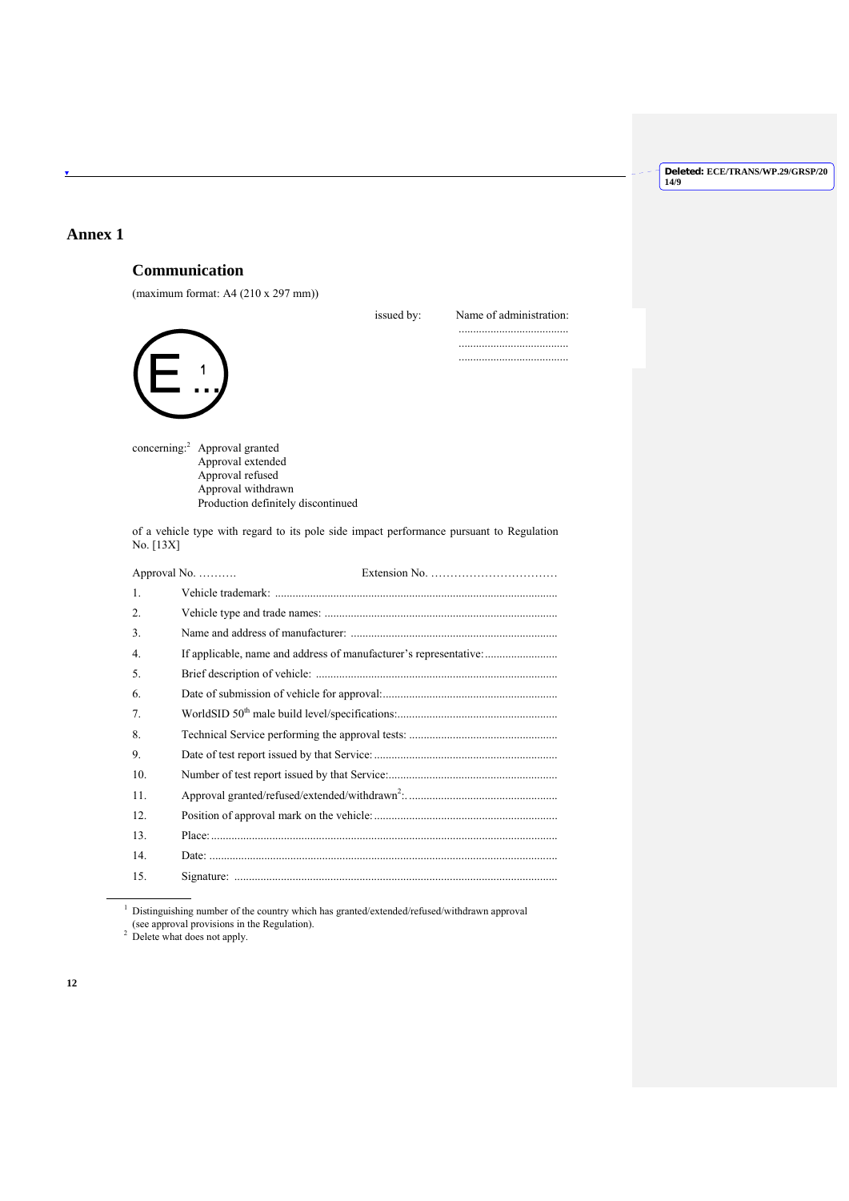# Annex 1

## Communication

(maximum format: A4 (210 x 297 mm))

issued by: Name of administration:
......................................
......................................
......................................

E 1 ...

concerning:[2] Approval granted
Approval extended
Approval refused
Approval withdrawn
Production definitely discontinued

of a vehicle type with regard to its pole side impact performance pursuant to Regulation No. [13X]

Approval No. ………. Extension No. ……………………………

1. Vehicle trademark: ................................................................................................
2. Vehicle type and trade names: ..............................................................................
3. Name and address of manufacturer: .....................................................................
4. If applicable, name and address of manufacturer's representative:.........................
5. Brief description of vehicle: .................................................................................
6. Date of submission of vehicle for approval:...........................................................
7. WorldSID 50th male build level/specifications:......................................................
8. Technical Service performing the approval tests: ..................................................
9. Date of test report issued by that Service: ..............................................................
10. Number of test report issued by that Service:.........................................................
11. Approval granted/refused/extended/withdrawn[2]:. ..................................................
12. Position of approval mark on the vehicle: ..............................................................
13. Place: ......................................................................................................................
14. Date: .......................................................................................................................
15. Signature: ..............................................................................................................

---

[1] Distinguishing number of the country which has granted/extended/refused/withdrawn approval (see approval provisions in the Regulation).

[2] Delete what does not apply.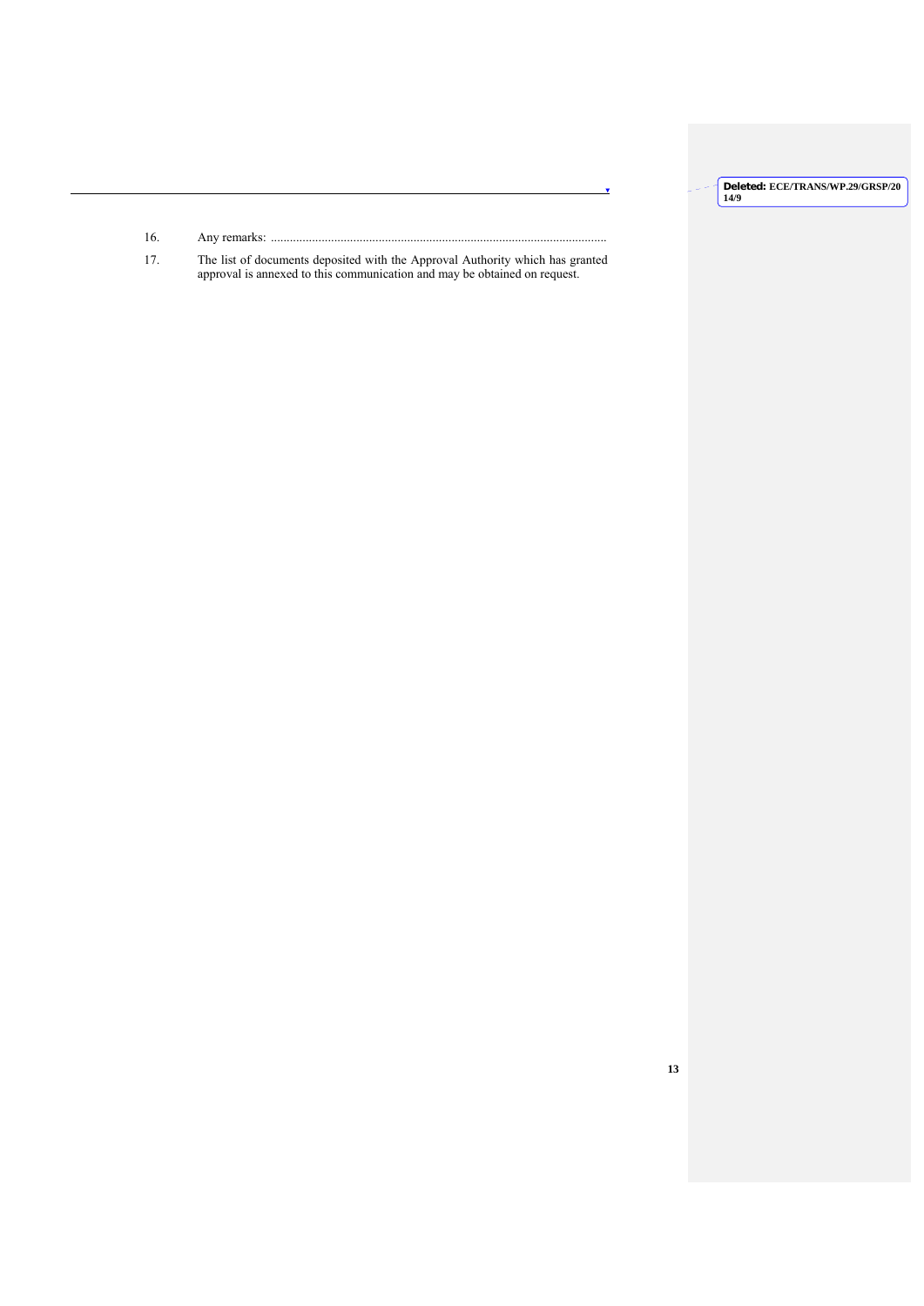16. Any remarks: ...........................................................................................................

17. The list of documents deposited with the Approval Authority which has granted approval is annexed to this communication and may be obtained on request.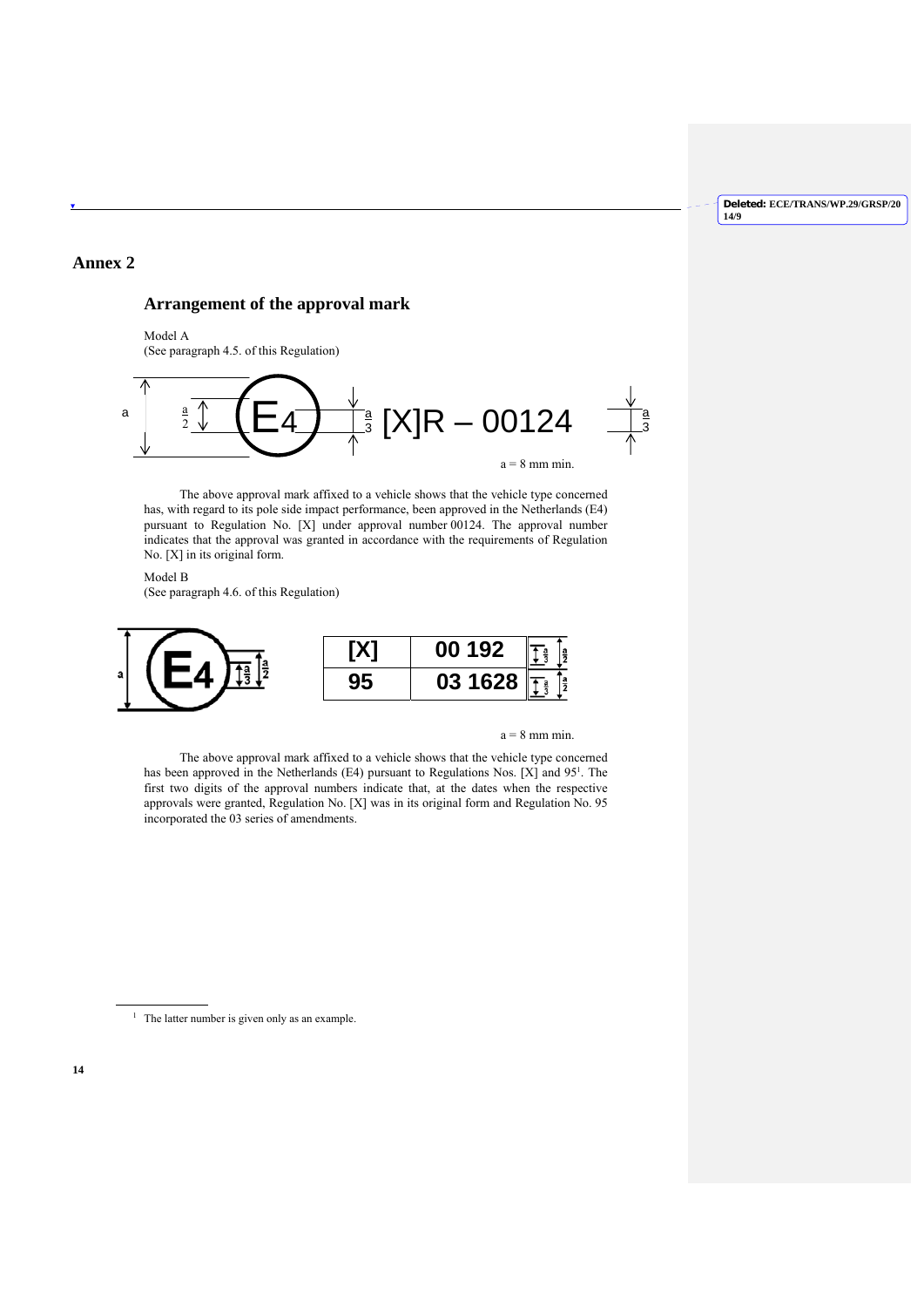# Annex 2

## Arrangement of the approval mark

Model A
(See paragraph 4.5. of this Regulation)

a | $\frac{a}{2}$ | E4 | $\frac{a}{3}$ [X]R – 00124 $\frac{a}{3}$

a = 8 mm min.

The above approval mark affixed to a vehicle shows that the vehicle type concerned has, with regard to its pole side impact performance, been approved in the Netherlands (E4) pursuant to Regulation No. [X] under approval number 00124. The approval number indicates that the approval was granted in accordance with the requirements of Regulation No. [X] in its original form.

Model B
(See paragraph 4.6. of this Regulation)

a | E4 | $\frac{a}{3}$ | $\frac{a}{2}$

| [X] | 00 192 |
|---|---|
| 95 | 03 1628 |

a = 8 mm min.

The above approval mark affixed to a vehicle shows that the vehicle type concerned has been approved in the Netherlands (E4) pursuant to Regulations Nos. [X] and 95[1]. The first two digits of the approval numbers indicate that, at the dates when the respective approvals were granted, Regulation No. [X] was in its original form and Regulation No. 95 incorporated the 03 series of amendments.

[1] The latter number is given only as an example.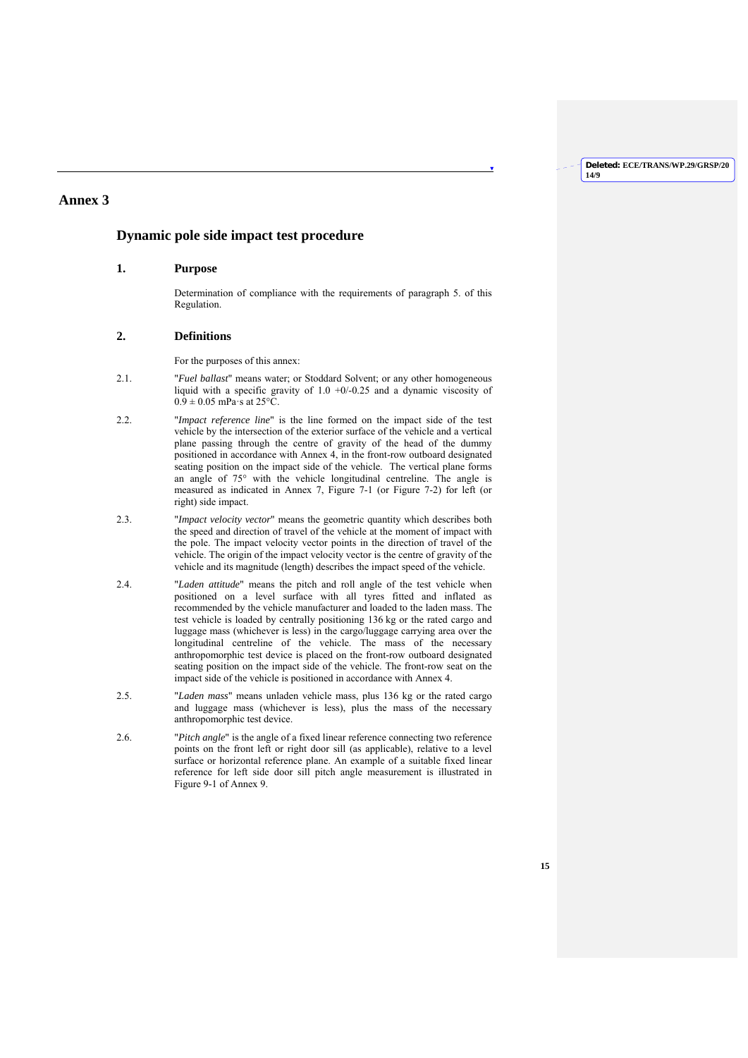# Annex 3

## Dynamic pole side impact test procedure

### 1. Purpose

Determination of compliance with the requirements of paragraph 5. of this Regulation.

### 2. Definitions

For the purposes of this annex:

2.1. "*Fuel ballast*" means water; or Stoddard Solvent; or any other homogeneous liquid with a specific gravity of 1.0 +0/-0.25 and a dynamic viscosity of 0.9 ± 0.05 mPa·s at 25°C.

2.2. "*Impact reference line*" is the line formed on the impact side of the test vehicle by the intersection of the exterior surface of the vehicle and a vertical plane passing through the centre of gravity of the head of the dummy positioned in accordance with Annex 4, in the front-row outboard designated seating position on the impact side of the vehicle. The vertical plane forms an angle of 75° with the vehicle longitudinal centreline. The angle is measured as indicated in Annex 7, Figure 7-1 (or Figure 7-2) for left (or right) side impact.

2.3. "*Impact velocity vector*" means the geometric quantity which describes both the speed and direction of travel of the vehicle at the moment of impact with the pole. The impact velocity vector points in the direction of travel of the vehicle. The origin of the impact velocity vector is the centre of gravity of the vehicle and its magnitude (length) describes the impact speed of the vehicle.

2.4. "*Laden attitude*" means the pitch and roll angle of the test vehicle when positioned on a level surface with all tyres fitted and inflated as recommended by the vehicle manufacturer and loaded to the laden mass. The test vehicle is loaded by centrally positioning 136 kg or the rated cargo and luggage mass (whichever is less) in the cargo/luggage carrying area over the longitudinal centreline of the vehicle. The mass of the necessary anthropomorphic test device is placed on the front-row outboard designated seating position on the impact side of the vehicle. The front-row seat on the impact side of the vehicle is positioned in accordance with Annex 4.

2.5. "*Laden mass*" means unladen vehicle mass, plus 136 kg or the rated cargo and luggage mass (whichever is less), plus the mass of the necessary anthropomorphic test device.

2.6. "*Pitch angle*" is the angle of a fixed linear reference connecting two reference points on the front left or right door sill (as applicable), relative to a level surface or horizontal reference plane. An example of a suitable fixed linear reference for left side door sill pitch angle measurement is illustrated in Figure 9-1 of Annex 9.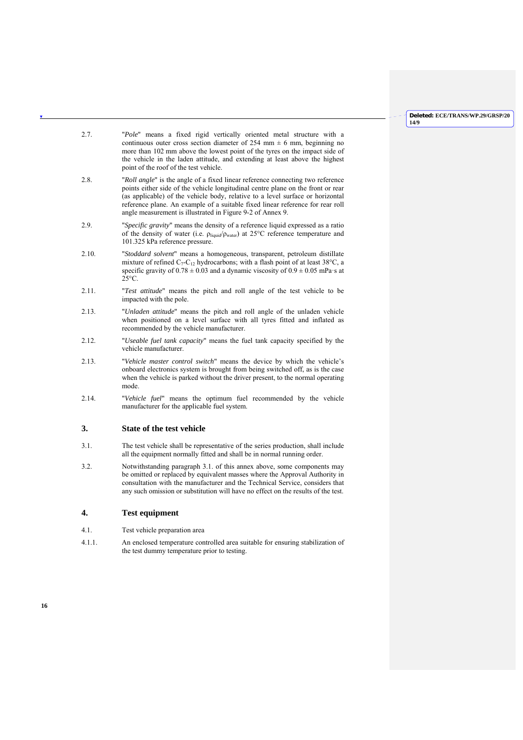2.7. "*Pole*" means a fixed rigid vertically oriented metal structure with a continuous outer cross section diameter of 254 mm ± 6 mm, beginning no more than 102 mm above the lowest point of the tyres on the impact side of the vehicle in the laden attitude, and extending at least above the highest point of the roof of the test vehicle.

2.8. "*Roll angle*" is the angle of a fixed linear reference connecting two reference points either side of the vehicle longitudinal centre plane on the front or rear (as applicable) of the vehicle body, relative to a level surface or horizontal reference plane. An example of a suitable fixed linear reference for rear roll angle measurement is illustrated in Figure 9-2 of Annex 9.

2.9. "*Specific gravity*" means the density of a reference liquid expressed as a ratio of the density of water (i.e. $\rho_{liquid}/\rho_{water}$) at 25°C reference temperature and 101.325 kPa reference pressure.

2.10. "*Stoddard solvent*" means a homogeneous, transparent, petroleum distillate mixture of refined $C_7$-$C_{12}$ hydrocarbons; with a flash point of at least 38°C, a specific gravity of 0.78 ± 0.03 and a dynamic viscosity of 0.9 ± 0.05 mPa·s at 25°C.

2.11. "*Test attitude*" means the pitch and roll angle of the test vehicle to be impacted with the pole.

2.13. "*Unladen attitude*" means the pitch and roll angle of the unladen vehicle when positioned on a level surface with all tyres fitted and inflated as recommended by the vehicle manufacturer.

2.12. "*Useable fuel tank capacity*" means the fuel tank capacity specified by the vehicle manufacturer.

2.13. "*Vehicle master control switch*" means the device by which the vehicle's onboard electronics system is brought from being switched off, as is the case when the vehicle is parked without the driver present, to the normal operating mode.

2.14. "*Vehicle fuel*" means the optimum fuel recommended by the vehicle manufacturer for the applicable fuel system.

## 3. State of the test vehicle

3.1. The test vehicle shall be representative of the series production, shall include all the equipment normally fitted and shall be in normal running order.

3.2. Notwithstanding paragraph 3.1. of this annex above, some components may be omitted or replaced by equivalent masses where the Approval Authority in consultation with the manufacturer and the Technical Service, considers that any such omission or substitution will have no effect on the results of the test.

## 4. Test equipment

4.1. Test vehicle preparation area

4.1.1. An enclosed temperature controlled area suitable for ensuring stabilization of the test dummy temperature prior to testing.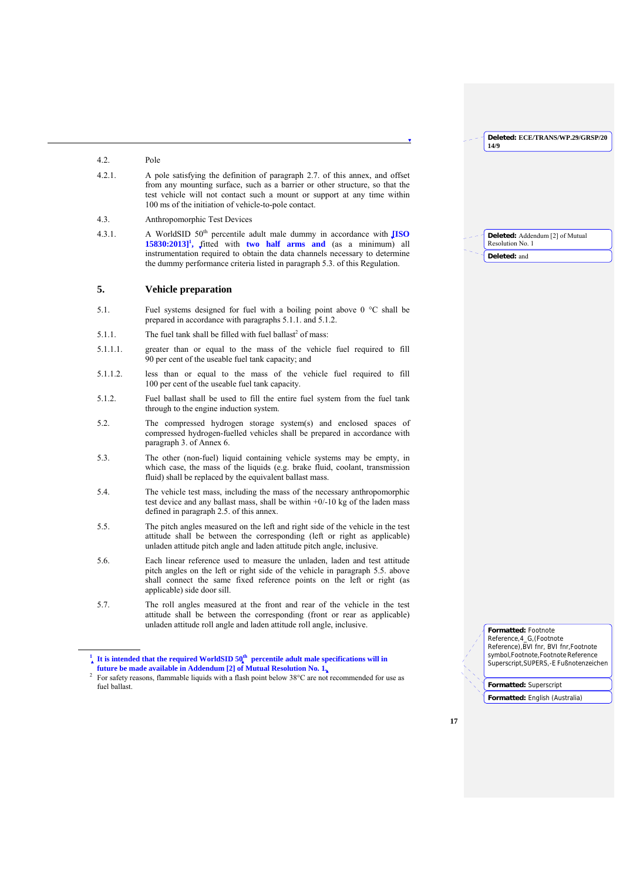4.2. Pole

4.2.1. A pole satisfying the definition of paragraph 2.7. of this annex, and offset from any mounting surface, such as a barrier or other structure, so that the test vehicle will not contact such a mount or support at any time within 100 ms of the initiation of vehicle-to-pole contact.

4.3. Anthropomorphic Test Devices

4.3.1. A WorldSID 50th percentile adult male dummy in accordance with **[ISO 15830:2013]**[1], fitted with **two half arms and** (as a minimum) all instrumentation required to obtain the data channels necessary to determine the dummy performance criteria listed in paragraph 5.3. of this Regulation.

## 5. Vehicle preparation

5.1. Fuel systems designed for fuel with a boiling point above 0 °C shall be prepared in accordance with paragraphs 5.1.1. and 5.1.2.

5.1.1. The fuel tank shall be filled with fuel ballast[2] of mass:

5.1.1.1. greater than or equal to the mass of the vehicle fuel required to fill 90 per cent of the useable fuel tank capacity; and

5.1.1.2. less than or equal to the mass of the vehicle fuel required to fill 100 per cent of the useable fuel tank capacity.

5.1.2. Fuel ballast shall be used to fill the entire fuel system from the fuel tank through to the engine induction system.

5.2. The compressed hydrogen storage system(s) and enclosed spaces of compressed hydrogen-fuelled vehicles shall be prepared in accordance with paragraph 3. of Annex 6.

5.3. The other (non-fuel) liquid containing vehicle systems may be empty, in which case, the mass of the liquids (e.g. brake fluid, coolant, transmission fluid) shall be replaced by the equivalent ballast mass.

5.4. The vehicle test mass, including the mass of the necessary anthropomorphic test device and any ballast mass, shall be within +0/-10 kg of the laden mass defined in paragraph 2.5. of this annex.

5.5. The pitch angles measured on the left and right side of the vehicle in the test attitude shall be between the corresponding (left or right as applicable) unladen attitude pitch angle and laden attitude pitch angle, inclusive.

5.6. Each linear reference used to measure the unladen, laden and test attitude pitch angles on the left or right side of the vehicle in paragraph 5.5. above shall connect the same fixed reference points on the left or right (as applicable) side door sill.

5.7. The roll angles measured at the front and rear of the vehicle in the test attitude shall be between the corresponding (front or rear as applicable) unladen attitude roll angle and laden attitude roll angle, inclusive.

---

[1] **It is intended that the required WorldSID 50th percentile adult male specifications will in future be made available in Addendum [2] of Mutual Resolution No. 1.**

[2] For safety reasons, flammable liquids with a flash point below 38°C are not recommended for use as fuel ballast.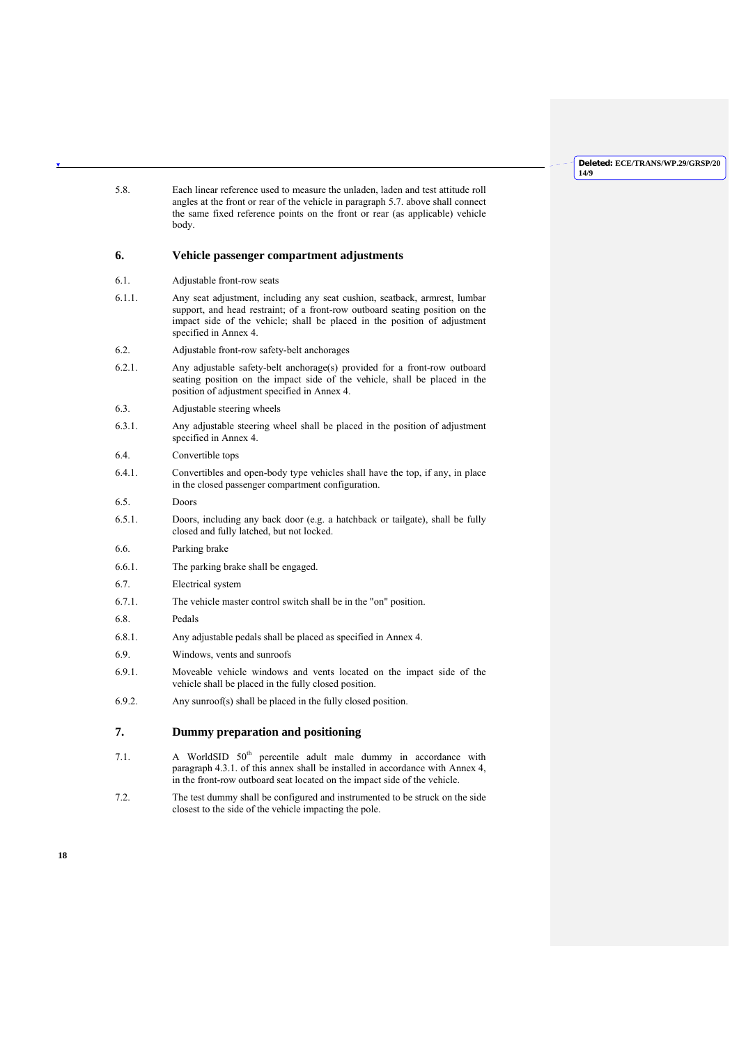5.8. Each linear reference used to measure the unladen, laden and test attitude roll angles at the front or rear of the vehicle in paragraph 5.7. above shall connect the same fixed reference points on the front or rear (as applicable) vehicle body.

## 6. Vehicle passenger compartment adjustments

6.1. Adjustable front-row seats

6.1.1. Any seat adjustment, including any seat cushion, seatback, armrest, lumbar support, and head restraint; of a front-row outboard seating position on the impact side of the vehicle; shall be placed in the position of adjustment specified in Annex 4.

6.2. Adjustable front-row safety-belt anchorages

6.2.1. Any adjustable safety-belt anchorage(s) provided for a front-row outboard seating position on the impact side of the vehicle, shall be placed in the position of adjustment specified in Annex 4.

6.3. Adjustable steering wheels

6.3.1. Any adjustable steering wheel shall be placed in the position of adjustment specified in Annex 4.

6.4. Convertible tops

6.4.1. Convertibles and open-body type vehicles shall have the top, if any, in place in the closed passenger compartment configuration.

6.5. Doors

6.5.1. Doors, including any back door (e.g. a hatchback or tailgate), shall be fully closed and fully latched, but not locked.

6.6. Parking brake

6.6.1. The parking brake shall be engaged.

6.7. Electrical system

6.7.1. The vehicle master control switch shall be in the "on" position.

6.8. Pedals

6.8.1. Any adjustable pedals shall be placed as specified in Annex 4.

6.9. Windows, vents and sunroofs

6.9.1. Moveable vehicle windows and vents located on the impact side of the vehicle shall be placed in the fully closed position.

6.9.2. Any sunroof(s) shall be placed in the fully closed position.

## 7. Dummy preparation and positioning

7.1. A WorldSID 50th percentile adult male dummy in accordance with paragraph 4.3.1. of this annex shall be installed in accordance with Annex 4, in the front-row outboard seat located on the impact side of the vehicle.

7.2. The test dummy shall be configured and instrumented to be struck on the side closest to the side of the vehicle impacting the pole.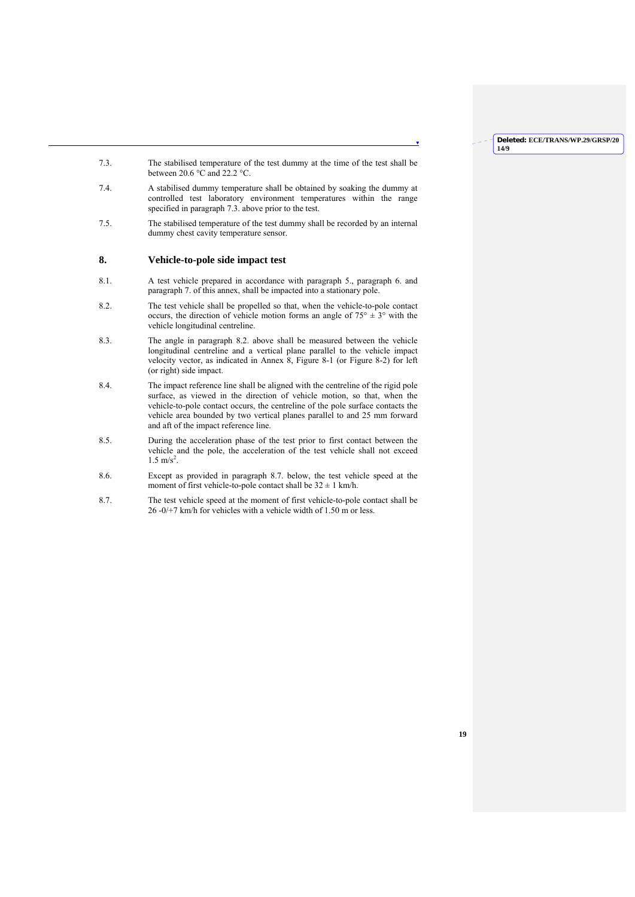7.3. The stabilised temperature of the test dummy at the time of the test shall be between 20.6 °C and 22.2 °C.

7.4. A stabilised dummy temperature shall be obtained by soaking the dummy at controlled test laboratory environment temperatures within the range specified in paragraph 7.3. above prior to the test.

7.5. The stabilised temperature of the test dummy shall be recorded by an internal dummy chest cavity temperature sensor.

## 8. Vehicle-to-pole side impact test

8.1. A test vehicle prepared in accordance with paragraph 5., paragraph 6. and paragraph 7. of this annex, shall be impacted into a stationary pole.

8.2. The test vehicle shall be propelled so that, when the vehicle-to-pole contact occurs, the direction of vehicle motion forms an angle of 75° ± 3° with the vehicle longitudinal centreline.

8.3. The angle in paragraph 8.2. above shall be measured between the vehicle longitudinal centreline and a vertical plane parallel to the vehicle impact velocity vector, as indicated in Annex 8, Figure 8-1 (or Figure 8-2) for left (or right) side impact.

8.4. The impact reference line shall be aligned with the centreline of the rigid pole surface, as viewed in the direction of vehicle motion, so that, when the vehicle-to-pole contact occurs, the centreline of the pole surface contacts the vehicle area bounded by two vertical planes parallel to and 25 mm forward and aft of the impact reference line.

8.5. During the acceleration phase of the test prior to first contact between the vehicle and the pole, the acceleration of the test vehicle shall not exceed 1.5 m/s$^2$.

8.6. Except as provided in paragraph 8.7. below, the test vehicle speed at the moment of first vehicle-to-pole contact shall be 32 ± 1 km/h.

8.7. The test vehicle speed at the moment of first vehicle-to-pole contact shall be 26 -0/+7 km/h for vehicles with a vehicle width of 1.50 m or less.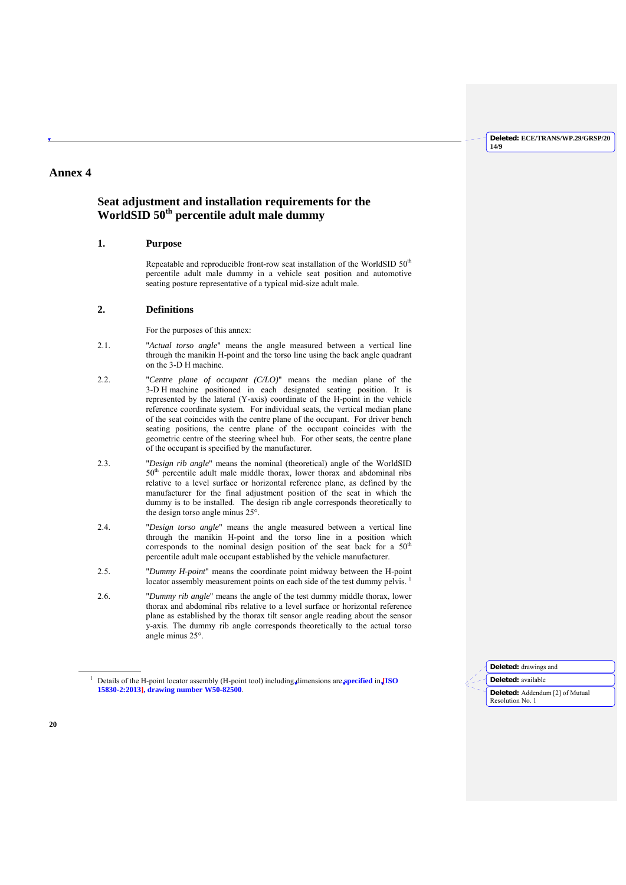# Annex 4

## Seat adjustment and installation requirements for the WorldSID 50th percentile adult male dummy

### 1. Purpose

Repeatable and reproducible front-row seat installation of the WorldSID 50th percentile adult male dummy in a vehicle seat position and automotive seating posture representative of a typical mid-size adult male.

### 2. Definitions

For the purposes of this annex:

2.1. "*Actual torso angle*" means the angle measured between a vertical line through the manikin H-point and the torso line using the back angle quadrant on the 3-D H machine.

2.2. "*Centre plane of occupant (C/LO)*" means the median plane of the 3-D H machine positioned in each designated seating position. It is represented by the lateral (Y-axis) coordinate of the H-point in the vehicle reference coordinate system. For individual seats, the vertical median plane of the seat coincides with the centre plane of the occupant. For driver bench seating positions, the centre plane of the occupant coincides with the geometric centre of the steering wheel hub. For other seats, the centre plane of the occupant is specified by the manufacturer.

2.3. "*Design rib angle*" means the nominal (theoretical) angle of the WorldSID 50th percentile adult male middle thorax, lower thorax and abdominal ribs relative to a level surface or horizontal reference plane, as defined by the manufacturer for the final adjustment position of the seat in which the dummy is to be installed. The design rib angle corresponds theoretically to the design torso angle minus 25°.

2.4. "*Design torso angle*" means the angle measured between a vertical line through the manikin H-point and the torso line in a position which corresponds to the nominal design position of the seat back for a 50th percentile adult male occupant established by the vehicle manufacturer.

2.5. "*Dummy H-point*" means the coordinate point midway between the H-point locator assembly measurement points on each side of the test dummy pelvis. [1]

2.6. "*Dummy rib angle*" means the angle of the test dummy middle thorax, lower thorax and abdominal ribs relative to a level surface or horizontal reference plane as established by the thorax tilt sensor angle reading about the sensor y-axis. The dummy rib angle corresponds theoretically to the actual torso angle minus 25°.

---

[1] Details of the H-point locator assembly (H-point tool) including dimensions are specified in [ISO 15830-2:2013], drawing number W50-82500.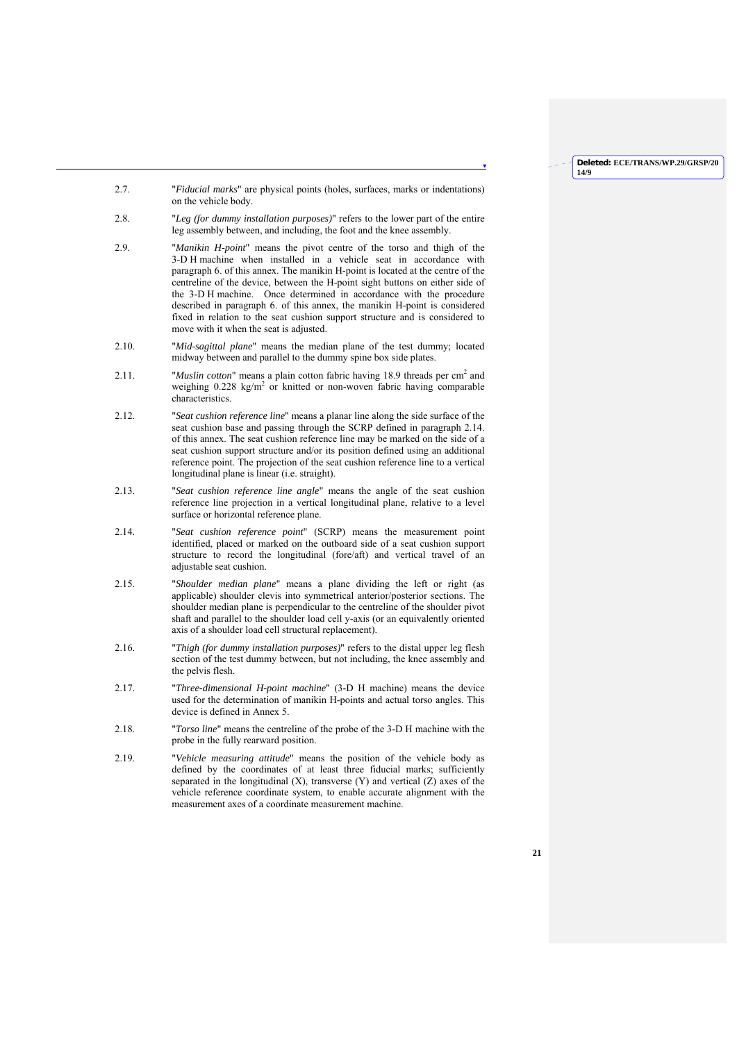2.7. "*Fiducial marks*" are physical points (holes, surfaces, marks or indentations) on the vehicle body.

2.8. "*Leg (for dummy installation purposes)*" refers to the lower part of the entire leg assembly between, and including, the foot and the knee assembly.

2.9. "*Manikin H-point*" means the pivot centre of the torso and thigh of the 3-D H machine when installed in a vehicle seat in accordance with paragraph 6. of this annex. The manikin H-point is located at the centre of the centreline of the device, between the H-point sight buttons on either side of the 3-D H machine. Once determined in accordance with the procedure described in paragraph 6. of this annex, the manikin H-point is considered fixed in relation to the seat cushion support structure and is considered to move with it when the seat is adjusted.

2.10. "*Mid-sagittal plane*" means the median plane of the test dummy; located midway between and parallel to the dummy spine box side plates.

2.11. "*Muslin cotton*" means a plain cotton fabric having 18.9 threads per $cm^2$ and weighing 0.228 $kg/m^2$ or knitted or non-woven fabric having comparable characteristics.

2.12. "*Seat cushion reference line*" means a planar line along the side surface of the seat cushion base and passing through the SCRP defined in paragraph 2.14. of this annex. The seat cushion reference line may be marked on the side of a seat cushion support structure and/or its position defined using an additional reference point. The projection of the seat cushion reference line to a vertical longitudinal plane is linear (i.e. straight).

2.13. "*Seat cushion reference line angle*" means the angle of the seat cushion reference line projection in a vertical longitudinal plane, relative to a level surface or horizontal reference plane.

2.14. "*Seat cushion reference point*" (SCRP) means the measurement point identified, placed or marked on the outboard side of a seat cushion support structure to record the longitudinal (fore/aft) and vertical travel of an adjustable seat cushion.

2.15. "*Shoulder median plane*" means a plane dividing the left or right (as applicable) shoulder clevis into symmetrical anterior/posterior sections. The shoulder median plane is perpendicular to the centreline of the shoulder pivot shaft and parallel to the shoulder load cell y-axis (or an equivalently oriented axis of a shoulder load cell structural replacement).

2.16. "*Thigh (for dummy installation purposes)*" refers to the distal upper leg flesh section of the test dummy between, but not including, the knee assembly and the pelvis flesh.

2.17. "*Three-dimensional H-point machine*" (3-D H machine) means the device used for the determination of manikin H-points and actual torso angles. This device is defined in Annex 5.

2.18. "*Torso line*" means the centreline of the probe of the 3-D H machine with the probe in the fully rearward position.

2.19. "*Vehicle measuring attitude*" means the position of the vehicle body as defined by the coordinates of at least three fiducial marks; sufficiently separated in the longitudinal (X), transverse (Y) and vertical (Z) axes of the vehicle reference coordinate system, to enable accurate alignment with the measurement axes of a coordinate measurement machine.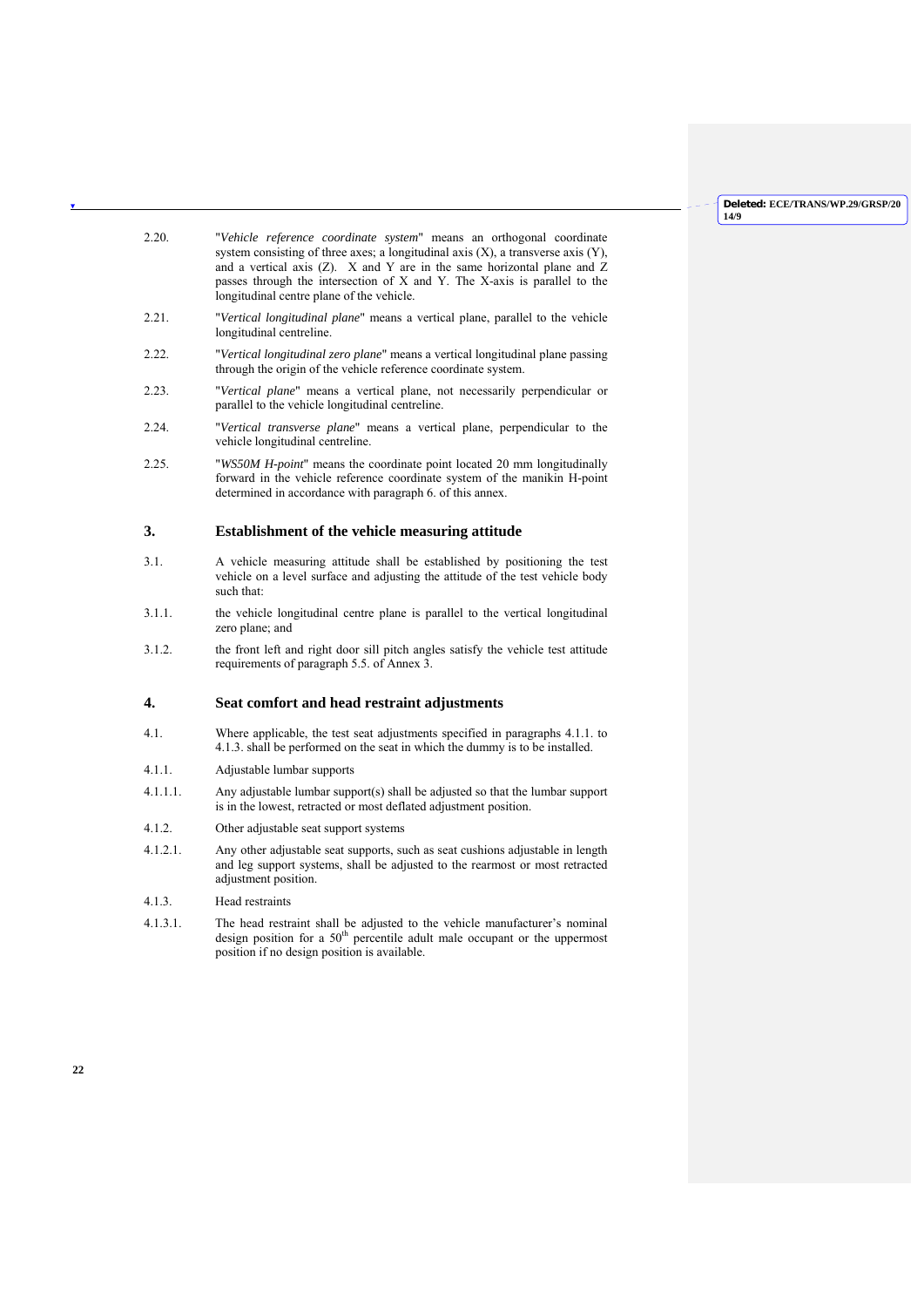2.20. "*Vehicle reference coordinate system*" means an orthogonal coordinate system consisting of three axes; a longitudinal axis (X), a transverse axis (Y), and a vertical axis (Z). X and Y are in the same horizontal plane and Z passes through the intersection of X and Y. The X-axis is parallel to the longitudinal centre plane of the vehicle.

2.21. "*Vertical longitudinal plane*" means a vertical plane, parallel to the vehicle longitudinal centreline.

2.22. "*Vertical longitudinal zero plane*" means a vertical longitudinal plane passing through the origin of the vehicle reference coordinate system.

2.23. "*Vertical plane*" means a vertical plane, not necessarily perpendicular or parallel to the vehicle longitudinal centreline.

2.24. "*Vertical transverse plane*" means a vertical plane, perpendicular to the vehicle longitudinal centreline.

2.25. "*WS50M H-point*" means the coordinate point located 20 mm longitudinally forward in the vehicle reference coordinate system of the manikin H-point determined in accordance with paragraph 6. of this annex.

## 3. Establishment of the vehicle measuring attitude

3.1. A vehicle measuring attitude shall be established by positioning the test vehicle on a level surface and adjusting the attitude of the test vehicle body such that:

3.1.1. the vehicle longitudinal centre plane is parallel to the vertical longitudinal zero plane; and

3.1.2. the front left and right door sill pitch angles satisfy the vehicle test attitude requirements of paragraph 5.5. of Annex 3.

## 4. Seat comfort and head restraint adjustments

4.1. Where applicable, the test seat adjustments specified in paragraphs 4.1.1. to 4.1.3. shall be performed on the seat in which the dummy is to be installed.

4.1.1. Adjustable lumbar supports

4.1.1.1. Any adjustable lumbar support(s) shall be adjusted so that the lumbar support is in the lowest, retracted or most deflated adjustment position.

4.1.2. Other adjustable seat support systems

4.1.2.1. Any other adjustable seat supports, such as seat cushions adjustable in length and leg support systems, shall be adjusted to the rearmost or most retracted adjustment position.

4.1.3. Head restraints

4.1.3.1. The head restraint shall be adjusted to the vehicle manufacturer's nominal design position for a 50th percentile adult male occupant or the uppermost position if no design position is available.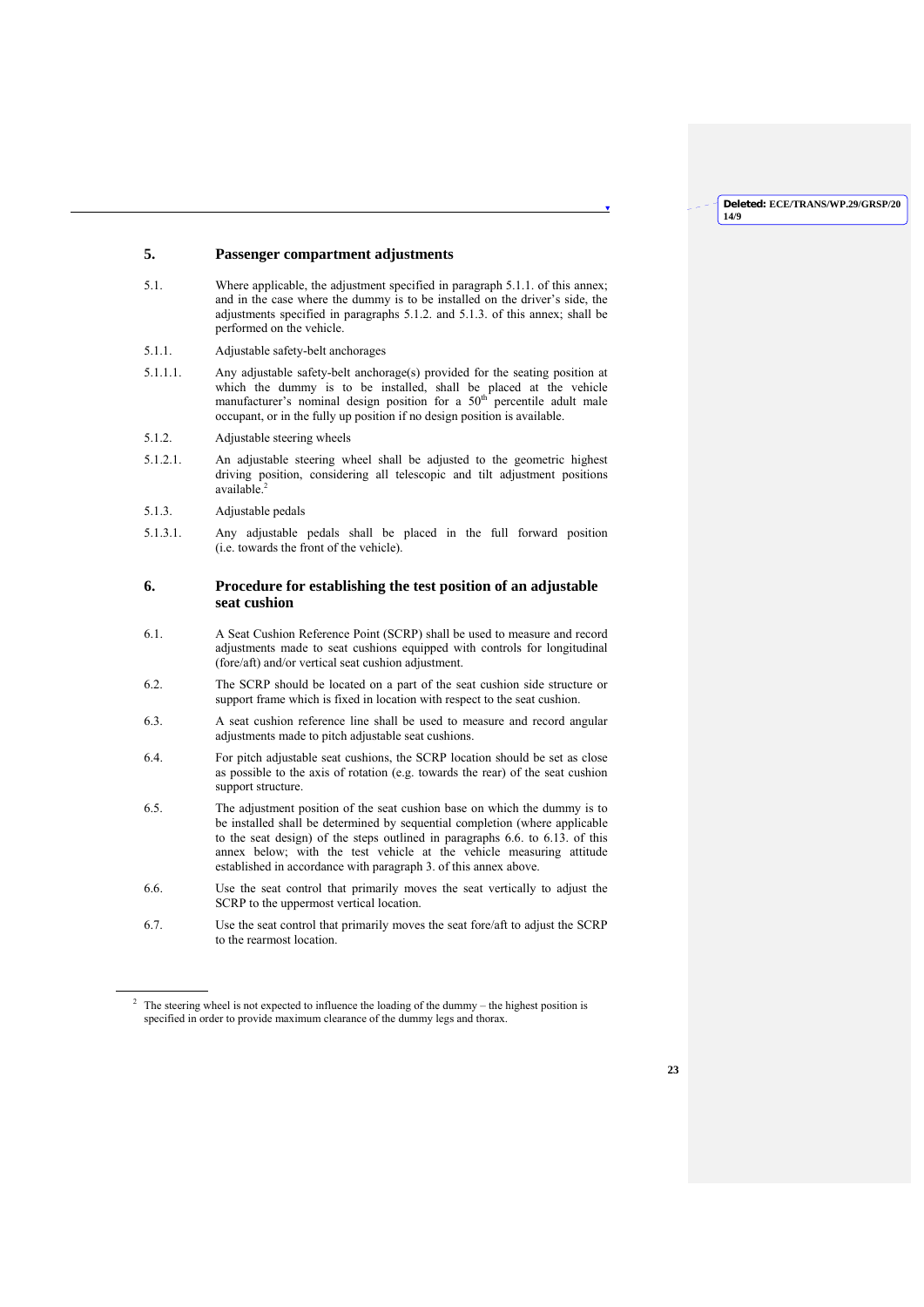## 5. Passenger compartment adjustments

5.1. Where applicable, the adjustment specified in paragraph 5.1.1. of this annex; and in the case where the dummy is to be installed on the driver's side, the adjustments specified in paragraphs 5.1.2. and 5.1.3. of this annex; shall be performed on the vehicle.

5.1.1. Adjustable safety-belt anchorages

5.1.1.1. Any adjustable safety-belt anchorage(s) provided for the seating position at which the dummy is to be installed, shall be placed at the vehicle manufacturer's nominal design position for a 50th percentile adult male occupant, or in the fully up position if no design position is available.

5.1.2. Adjustable steering wheels

5.1.2.1. An adjustable steering wheel shall be adjusted to the geometric highest driving position, considering all telescopic and tilt adjustment positions available.[2]

5.1.3. Adjustable pedals

5.1.3.1. Any adjustable pedals shall be placed in the full forward position (i.e. towards the front of the vehicle).

## 6. Procedure for establishing the test position of an adjustable seat cushion

6.1. A Seat Cushion Reference Point (SCRP) shall be used to measure and record adjustments made to seat cushions equipped with controls for longitudinal (fore/aft) and/or vertical seat cushion adjustment.

6.2. The SCRP should be located on a part of the seat cushion side structure or support frame which is fixed in location with respect to the seat cushion.

6.3. A seat cushion reference line shall be used to measure and record angular adjustments made to pitch adjustable seat cushions.

6.4. For pitch adjustable seat cushions, the SCRP location should be set as close as possible to the axis of rotation (e.g. towards the rear) of the seat cushion support structure.

6.5. The adjustment position of the seat cushion base on which the dummy is to be installed shall be determined by sequential completion (where applicable to the seat design) of the steps outlined in paragraphs 6.6. to 6.13. of this annex below; with the test vehicle at the vehicle measuring attitude established in accordance with paragraph 3. of this annex above.

6.6. Use the seat control that primarily moves the seat vertically to adjust the SCRP to the uppermost vertical location.

6.7. Use the seat control that primarily moves the seat fore/aft to adjust the SCRP to the rearmost location.

---

[2] The steering wheel is not expected to influence the loading of the dummy – the highest position is specified in order to provide maximum clearance of the dummy legs and thorax.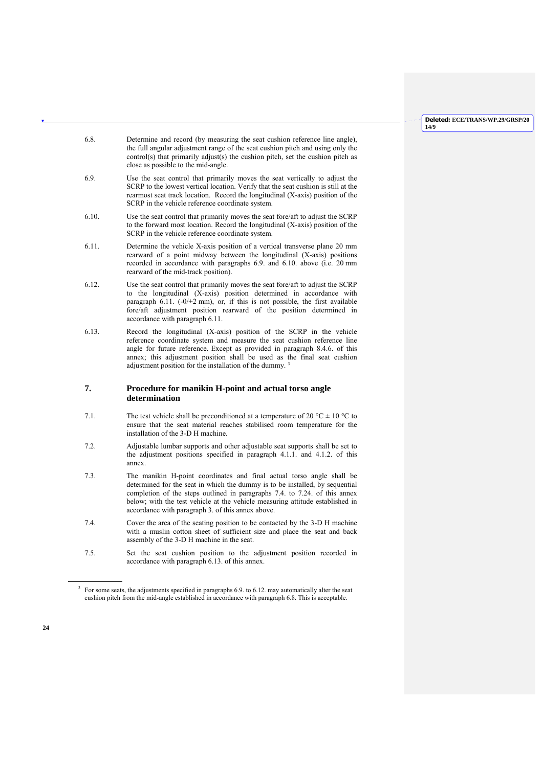6.8. Determine and record (by measuring the seat cushion reference line angle), the full angular adjustment range of the seat cushion pitch and using only the control(s) that primarily adjust(s) the cushion pitch, set the cushion pitch as close as possible to the mid-angle.

6.9. Use the seat control that primarily moves the seat vertically to adjust the SCRP to the lowest vertical location. Verify that the seat cushion is still at the rearmost seat track location. Record the longitudinal (X-axis) position of the SCRP in the vehicle reference coordinate system.

6.10. Use the seat control that primarily moves the seat fore/aft to adjust the SCRP to the forward most location. Record the longitudinal (X-axis) position of the SCRP in the vehicle reference coordinate system.

6.11. Determine the vehicle X-axis position of a vertical transverse plane 20 mm rearward of a point midway between the longitudinal (X-axis) positions recorded in accordance with paragraphs 6.9. and 6.10. above (i.e. 20 mm rearward of the mid-track position).

6.12. Use the seat control that primarily moves the seat fore/aft to adjust the SCRP to the longitudinal (X-axis) position determined in accordance with paragraph 6.11. (-0/+2 mm), or, if this is not possible, the first available fore/aft adjustment position rearward of the position determined in accordance with paragraph 6.11.

6.13. Record the longitudinal (X-axis) position of the SCRP in the vehicle reference coordinate system and measure the seat cushion reference line angle for future reference. Except as provided in paragraph 8.4.6. of this annex; this adjustment position shall be used as the final seat cushion adjustment position for the installation of the dummy. [3]

## 7. Procedure for manikin H-point and actual torso angle determination

7.1. The test vehicle shall be preconditioned at a temperature of 20 °C ± 10 °C to ensure that the seat material reaches stabilised room temperature for the installation of the 3-D H machine.

7.2. Adjustable lumbar supports and other adjustable seat supports shall be set to the adjustment positions specified in paragraph 4.1.1. and 4.1.2. of this annex.

7.3. The manikin H-point coordinates and final actual torso angle shall be determined for the seat in which the dummy is to be installed, by sequential completion of the steps outlined in paragraphs 7.4. to 7.24. of this annex below; with the test vehicle at the vehicle measuring attitude established in accordance with paragraph 3. of this annex above.

7.4. Cover the area of the seating position to be contacted by the 3-D H machine with a muslin cotton sheet of sufficient size and place the seat and back assembly of the 3-D H machine in the seat.

7.5. Set the seat cushion position to the adjustment position recorded in accordance with paragraph 6.13. of this annex.

---

[3] For some seats, the adjustments specified in paragraphs 6.9. to 6.12. may automatically alter the seat cushion pitch from the mid-angle established in accordance with paragraph 6.8. This is acceptable.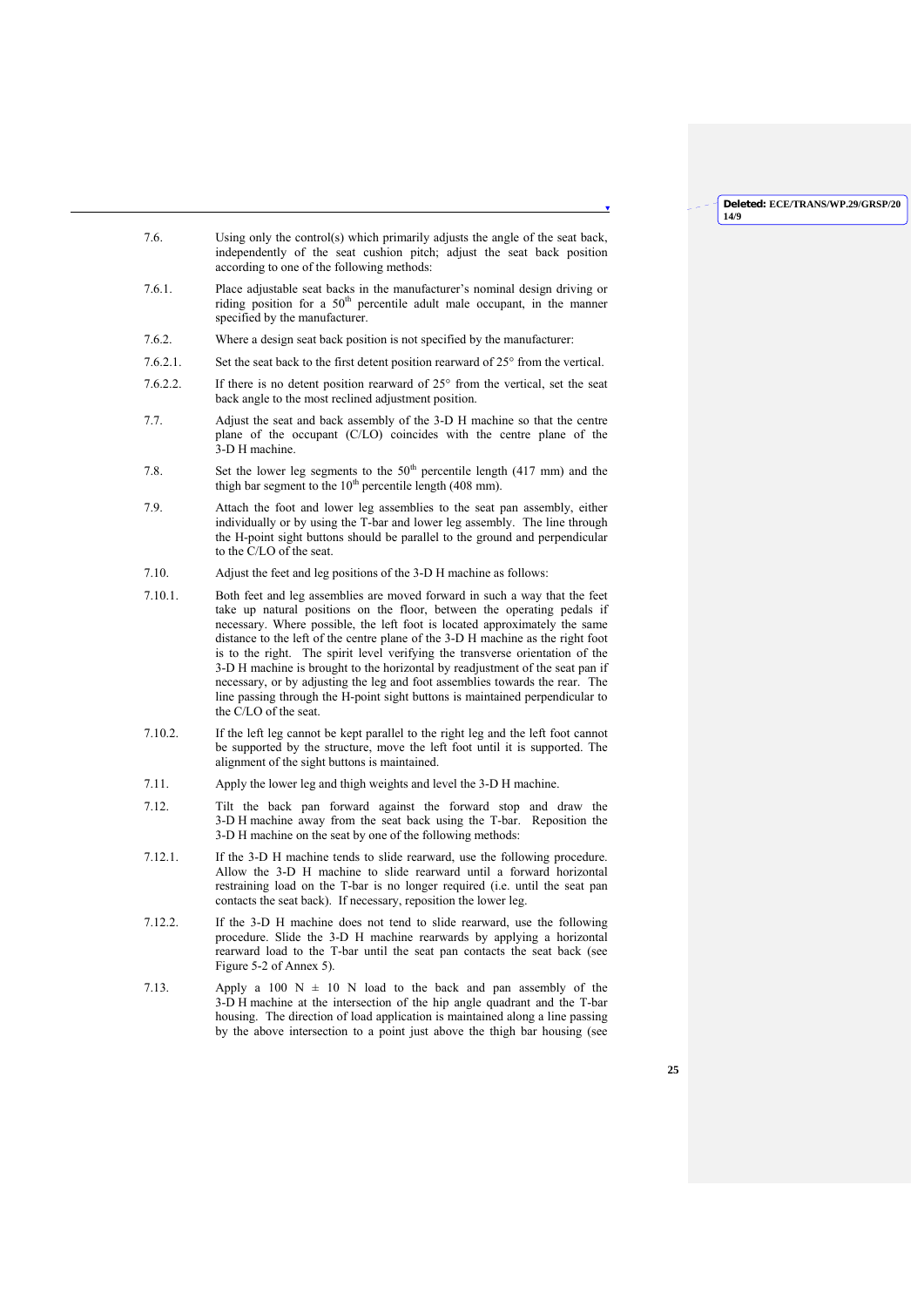7.6. Using only the control(s) which primarily adjusts the angle of the seat back, independently of the seat cushion pitch; adjust the seat back position according to one of the following methods:

7.6.1. Place adjustable seat backs in the manufacturer's nominal design driving or riding position for a 50th percentile adult male occupant, in the manner specified by the manufacturer.

7.6.2. Where a design seat back position is not specified by the manufacturer:

7.6.2.1. Set the seat back to the first detent position rearward of 25° from the vertical.

7.6.2.2. If there is no detent position rearward of 25° from the vertical, set the seat back angle to the most reclined adjustment position.

7.7. Adjust the seat and back assembly of the 3-D H machine so that the centre plane of the occupant (C/LO) coincides with the centre plane of the 3-D H machine.

7.8. Set the lower leg segments to the 50th percentile length (417 mm) and the thigh bar segment to the 10th percentile length (408 mm).

7.9. Attach the foot and lower leg assemblies to the seat pan assembly, either individually or by using the T-bar and lower leg assembly. The line through the H-point sight buttons should be parallel to the ground and perpendicular to the C/LO of the seat.

7.10. Adjust the feet and leg positions of the 3-D H machine as follows:

7.10.1. Both feet and leg assemblies are moved forward in such a way that the feet take up natural positions on the floor, between the operating pedals if necessary. Where possible, the left foot is located approximately the same distance to the left of the centre plane of the 3-D H machine as the right foot is to the right. The spirit level verifying the transverse orientation of the 3-D H machine is brought to the horizontal by readjustment of the seat pan if necessary, or by adjusting the leg and foot assemblies towards the rear. The line passing through the H-point sight buttons is maintained perpendicular to the C/LO of the seat.

7.10.2. If the left leg cannot be kept parallel to the right leg and the left foot cannot be supported by the structure, move the left foot until it is supported. The alignment of the sight buttons is maintained.

7.11. Apply the lower leg and thigh weights and level the 3-D H machine.

7.12. Tilt the back pan forward against the forward stop and draw the 3-D H machine away from the seat back using the T-bar. Reposition the 3-D H machine on the seat by one of the following methods:

7.12.1. If the 3-D H machine tends to slide rearward, use the following procedure. Allow the 3-D H machine to slide rearward until a forward horizontal restraining load on the T-bar is no longer required (i.e. until the seat pan contacts the seat back). If necessary, reposition the lower leg.

7.12.2. If the 3-D H machine does not tend to slide rearward, use the following procedure. Slide the 3-D H machine rearwards by applying a horizontal rearward load to the T-bar until the seat pan contacts the seat back (see Figure 5-2 of Annex 5).

7.13. Apply a 100 N ± 10 N load to the back and pan assembly of the 3-D H machine at the intersection of the hip angle quadrant and the T-bar housing. The direction of load application is maintained along a line passing by the above intersection to a point just above the thigh bar housing (see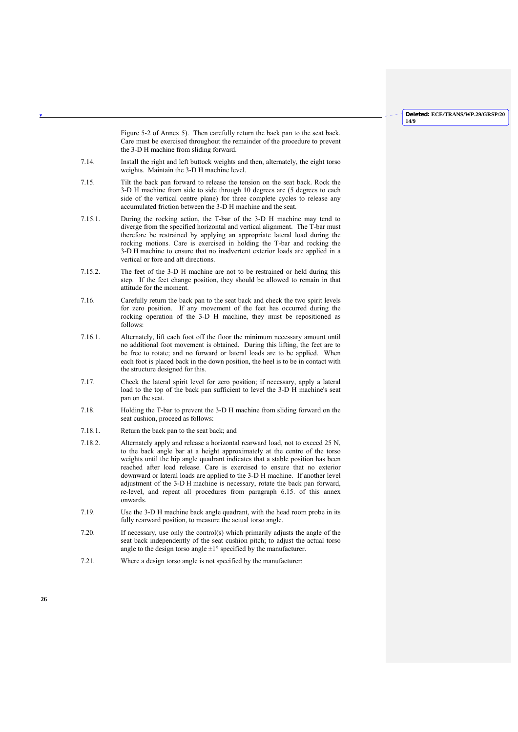Figure 5-2 of Annex 5). Then carefully return the back pan to the seat back. Care must be exercised throughout the remainder of the procedure to prevent the 3-D H machine from sliding forward.

7.14. Install the right and left buttock weights and then, alternately, the eight torso weights. Maintain the 3-D H machine level.

7.15. Tilt the back pan forward to release the tension on the seat back. Rock the 3-D H machine from side to side through 10 degrees arc (5 degrees to each side of the vertical centre plane) for three complete cycles to release any accumulated friction between the 3-D H machine and the seat.

7.15.1. During the rocking action, the T-bar of the 3-D H machine may tend to diverge from the specified horizontal and vertical alignment. The T-bar must therefore be restrained by applying an appropriate lateral load during the rocking motions. Care is exercised in holding the T-bar and rocking the 3-D H machine to ensure that no inadvertent exterior loads are applied in a vertical or fore and aft directions.

7.15.2. The feet of the 3-D H machine are not to be restrained or held during this step. If the feet change position, they should be allowed to remain in that attitude for the moment.

7.16. Carefully return the back pan to the seat back and check the two spirit levels for zero position. If any movement of the feet has occurred during the rocking operation of the 3-D H machine, they must be repositioned as follows:

7.16.1. Alternately, lift each foot off the floor the minimum necessary amount until no additional foot movement is obtained. During this lifting, the feet are to be free to rotate; and no forward or lateral loads are to be applied. When each foot is placed back in the down position, the heel is to be in contact with the structure designed for this.

7.17. Check the lateral spirit level for zero position; if necessary, apply a lateral load to the top of the back pan sufficient to level the 3-D H machine's seat pan on the seat.

7.18. Holding the T-bar to prevent the 3-D H machine from sliding forward on the seat cushion, proceed as follows:

7.18.1. Return the back pan to the seat back; and

7.18.2. Alternately apply and release a horizontal rearward load, not to exceed 25 N, to the back angle bar at a height approximately at the centre of the torso weights until the hip angle quadrant indicates that a stable position has been reached after load release. Care is exercised to ensure that no exterior downward or lateral loads are applied to the 3-D H machine. If another level adjustment of the 3-D H machine is necessary, rotate the back pan forward, re-level, and repeat all procedures from paragraph 6.15. of this annex onwards.

7.19. Use the 3-D H machine back angle quadrant, with the head room probe in its fully rearward position, to measure the actual torso angle.

7.20. If necessary, use only the control(s) which primarily adjusts the angle of the seat back independently of the seat cushion pitch; to adjust the actual torso angle to the design torso angle ±1° specified by the manufacturer.

7.21. Where a design torso angle is not specified by the manufacturer: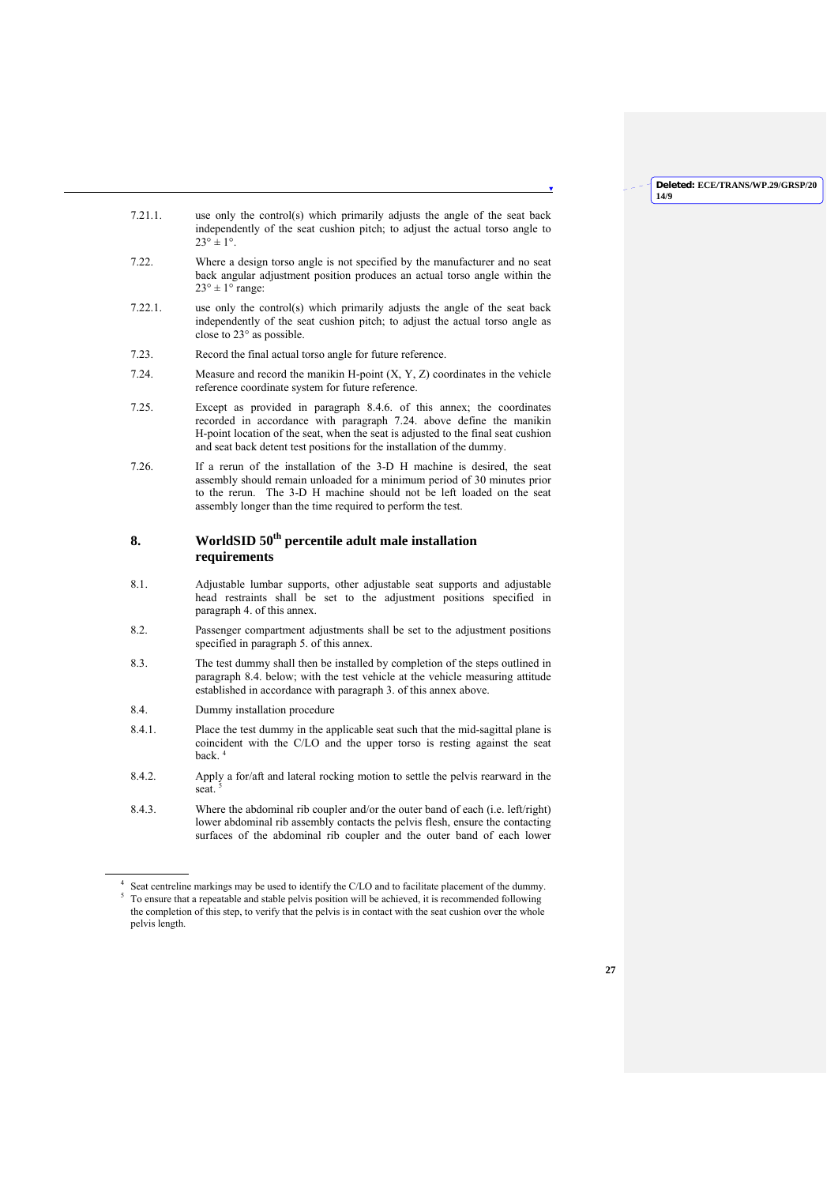7.21.1. use only the control(s) which primarily adjusts the angle of the seat back independently of the seat cushion pitch; to adjust the actual torso angle to $23° \pm 1°$.

7.22. Where a design torso angle is not specified by the manufacturer and no seat back angular adjustment position produces an actual torso angle within the $23° \pm 1°$ range:

7.22.1. use only the control(s) which primarily adjusts the angle of the seat back independently of the seat cushion pitch; to adjust the actual torso angle as close to 23° as possible.

7.23. Record the final actual torso angle for future reference.

7.24. Measure and record the manikin H-point (X, Y, Z) coordinates in the vehicle reference coordinate system for future reference.

7.25. Except as provided in paragraph 8.4.6. of this annex; the coordinates recorded in accordance with paragraph 7.24. above define the manikin H-point location of the seat, when the seat is adjusted to the final seat cushion and seat back detent test positions for the installation of the dummy.

7.26. If a rerun of the installation of the 3-D H machine is desired, the seat assembly should remain unloaded for a minimum period of 30 minutes prior to the rerun. The 3-D H machine should not be left loaded on the seat assembly longer than the time required to perform the test.

## 8. WorldSID 50th percentile adult male installation requirements

8.1. Adjustable lumbar supports, other adjustable seat supports and adjustable head restraints shall be set to the adjustment positions specified in paragraph 4. of this annex.

8.2. Passenger compartment adjustments shall be set to the adjustment positions specified in paragraph 5. of this annex.

8.3. The test dummy shall then be installed by completion of the steps outlined in paragraph 8.4. below; with the test vehicle at the vehicle measuring attitude established in accordance with paragraph 3. of this annex above.

8.4. Dummy installation procedure

8.4.1. Place the test dummy in the applicable seat such that the mid-sagittal plane is coincident with the C/LO and the upper torso is resting against the seat back. [4]

8.4.2. Apply a for/aft and lateral rocking motion to settle the pelvis rearward in the seat. [5]

8.4.3. Where the abdominal rib coupler and/or the outer band of each (i.e. left/right) lower abdominal rib assembly contacts the pelvis flesh, ensure the contacting surfaces of the abdominal rib coupler and the outer band of each lower

---

[4] Seat centreline markings may be used to identify the C/LO and to facilitate placement of the dummy.

[5] To ensure that a repeatable and stable pelvis position will be achieved, it is recommended following the completion of this step, to verify that the pelvis is in contact with the seat cushion over the whole pelvis length.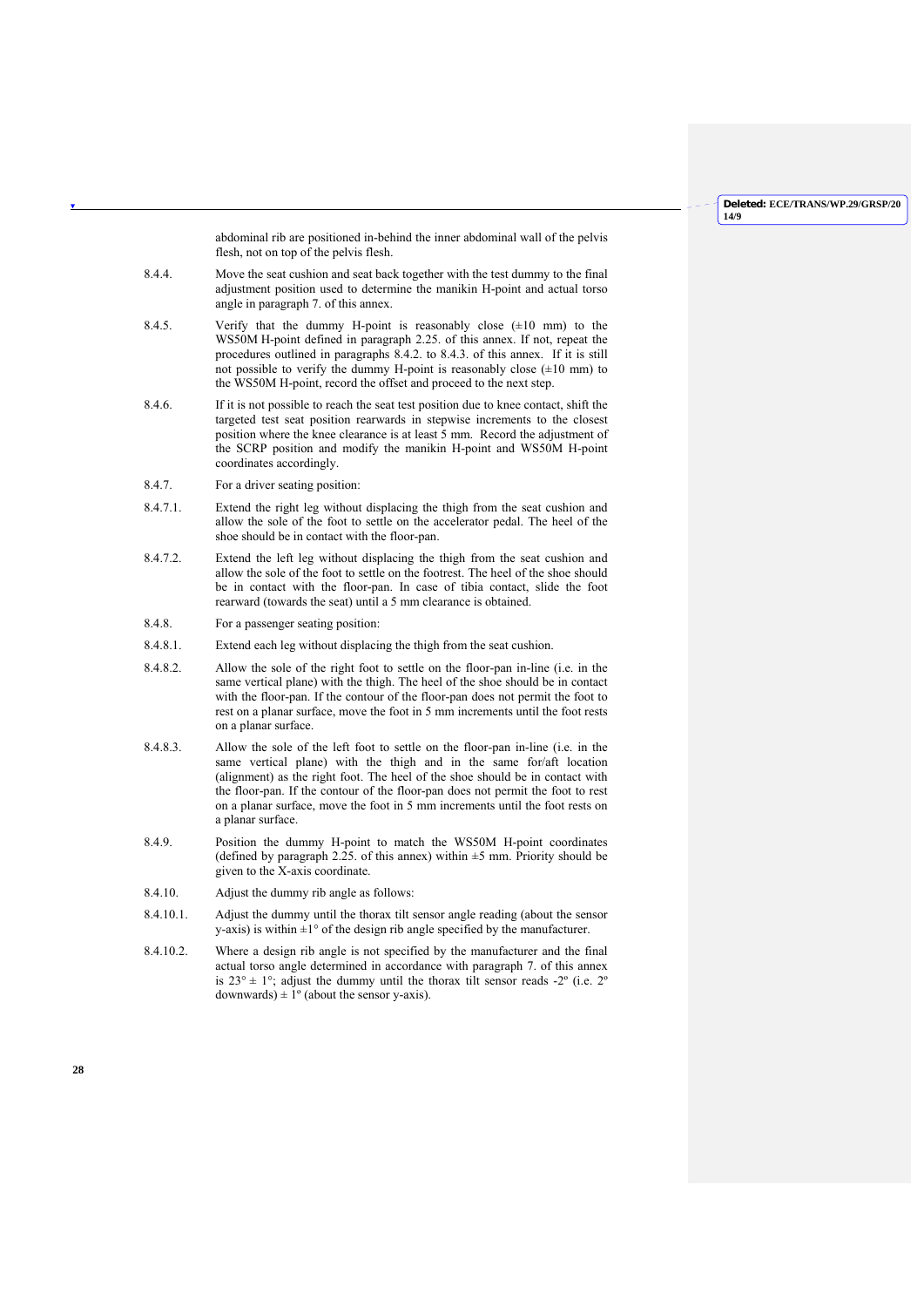abdominal rib are positioned in-behind the inner abdominal wall of the pelvis flesh, not on top of the pelvis flesh.

8.4.4. Move the seat cushion and seat back together with the test dummy to the final adjustment position used to determine the manikin H-point and actual torso angle in paragraph 7. of this annex.

8.4.5. Verify that the dummy H-point is reasonably close (±10 mm) to the WS50M H-point defined in paragraph 2.25. of this annex. If not, repeat the procedures outlined in paragraphs 8.4.2. to 8.4.3. of this annex. If it is still not possible to verify the dummy H-point is reasonably close (±10 mm) to the WS50M H-point, record the offset and proceed to the next step.

8.4.6. If it is not possible to reach the seat test position due to knee contact, shift the targeted test seat position rearwards in stepwise increments to the closest position where the knee clearance is at least 5 mm. Record the adjustment of the SCRP position and modify the manikin H-point and WS50M H-point coordinates accordingly.

8.4.7. For a driver seating position:

8.4.7.1. Extend the right leg without displacing the thigh from the seat cushion and allow the sole of the foot to settle on the accelerator pedal. The heel of the shoe should be in contact with the floor-pan.

8.4.7.2. Extend the left leg without displacing the thigh from the seat cushion and allow the sole of the foot to settle on the footrest. The heel of the shoe should be in contact with the floor-pan. In case of tibia contact, slide the foot rearward (towards the seat) until a 5 mm clearance is obtained.

8.4.8. For a passenger seating position:

8.4.8.1. Extend each leg without displacing the thigh from the seat cushion.

8.4.8.2. Allow the sole of the right foot to settle on the floor-pan in-line (i.e. in the same vertical plane) with the thigh. The heel of the shoe should be in contact with the floor-pan. If the contour of the floor-pan does not permit the foot to rest on a planar surface, move the foot in 5 mm increments until the foot rests on a planar surface.

8.4.8.3. Allow the sole of the left foot to settle on the floor-pan in-line (i.e. in the same vertical plane) with the thigh and in the same for/aft location (alignment) as the right foot. The heel of the shoe should be in contact with the floor-pan. If the contour of the floor-pan does not permit the foot to rest on a planar surface, move the foot in 5 mm increments until the foot rests on a planar surface.

8.4.9. Position the dummy H-point to match the WS50M H-point coordinates (defined by paragraph 2.25. of this annex) within ±5 mm. Priority should be given to the X-axis coordinate.

8.4.10. Adjust the dummy rib angle as follows:

8.4.10.1. Adjust the dummy until the thorax tilt sensor angle reading (about the sensor y-axis) is within ±1° of the design rib angle specified by the manufacturer.

8.4.10.2. Where a design rib angle is not specified by the manufacturer and the final actual torso angle determined in accordance with paragraph 7. of this annex is 23° ± 1°; adjust the dummy until the thorax tilt sensor reads -2º (i.e. 2º downwards) ± 1º (about the sensor y-axis).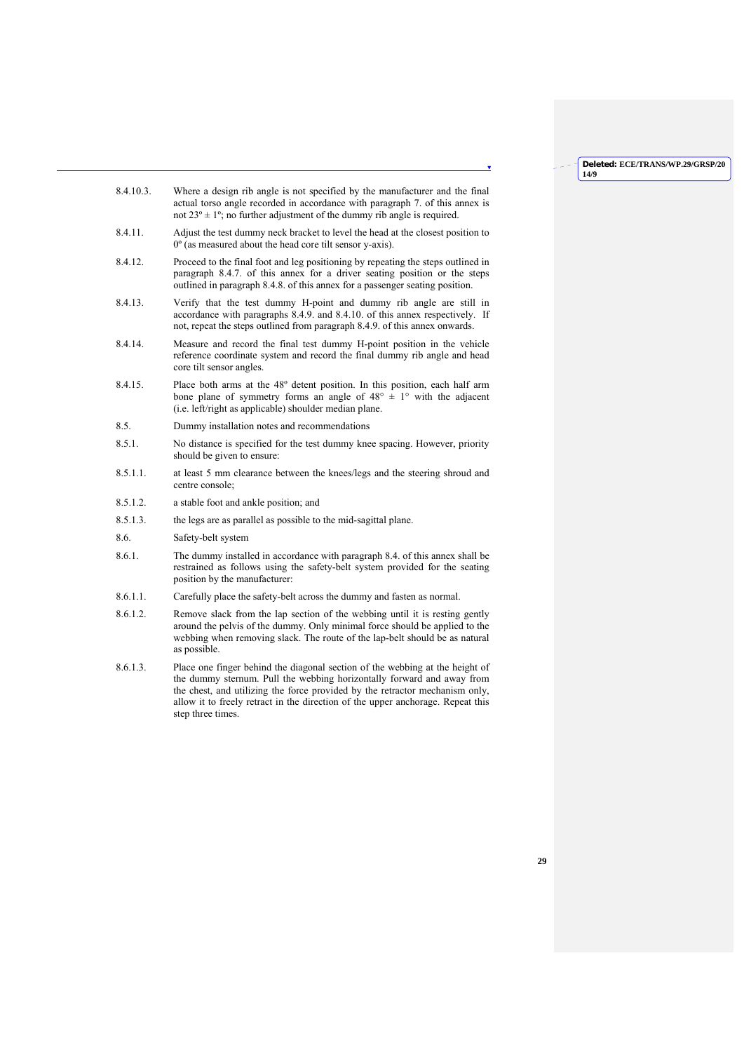8.4.10.3. Where a design rib angle is not specified by the manufacturer and the final actual torso angle recorded in accordance with paragraph 7. of this annex is not 23º ± 1º; no further adjustment of the dummy rib angle is required.

8.4.11. Adjust the test dummy neck bracket to level the head at the closest position to 0º (as measured about the head core tilt sensor y-axis).

8.4.12. Proceed to the final foot and leg positioning by repeating the steps outlined in paragraph 8.4.7. of this annex for a driver seating position or the steps outlined in paragraph 8.4.8. of this annex for a passenger seating position.

8.4.13. Verify that the test dummy H-point and dummy rib angle are still in accordance with paragraphs 8.4.9. and 8.4.10. of this annex respectively. If not, repeat the steps outlined from paragraph 8.4.9. of this annex onwards.

8.4.14. Measure and record the final test dummy H-point position in the vehicle reference coordinate system and record the final dummy rib angle and head core tilt sensor angles.

8.4.15. Place both arms at the 48º detent position. In this position, each half arm bone plane of symmetry forms an angle of 48° ± 1° with the adjacent (i.e. left/right as applicable) shoulder median plane.

8.5. Dummy installation notes and recommendations

8.5.1. No distance is specified for the test dummy knee spacing. However, priority should be given to ensure:

8.5.1.1. at least 5 mm clearance between the knees/legs and the steering shroud and centre console;

8.5.1.2. a stable foot and ankle position; and

8.5.1.3. the legs are as parallel as possible to the mid-sagittal plane.

8.6. Safety-belt system

8.6.1. The dummy installed in accordance with paragraph 8.4. of this annex shall be restrained as follows using the safety-belt system provided for the seating position by the manufacturer:

8.6.1.1. Carefully place the safety-belt across the dummy and fasten as normal.

8.6.1.2. Remove slack from the lap section of the webbing until it is resting gently around the pelvis of the dummy. Only minimal force should be applied to the webbing when removing slack. The route of the lap-belt should be as natural as possible.

8.6.1.3. Place one finger behind the diagonal section of the webbing at the height of the dummy sternum. Pull the webbing horizontally forward and away from the chest, and utilizing the force provided by the retractor mechanism only, allow it to freely retract in the direction of the upper anchorage. Repeat this step three times.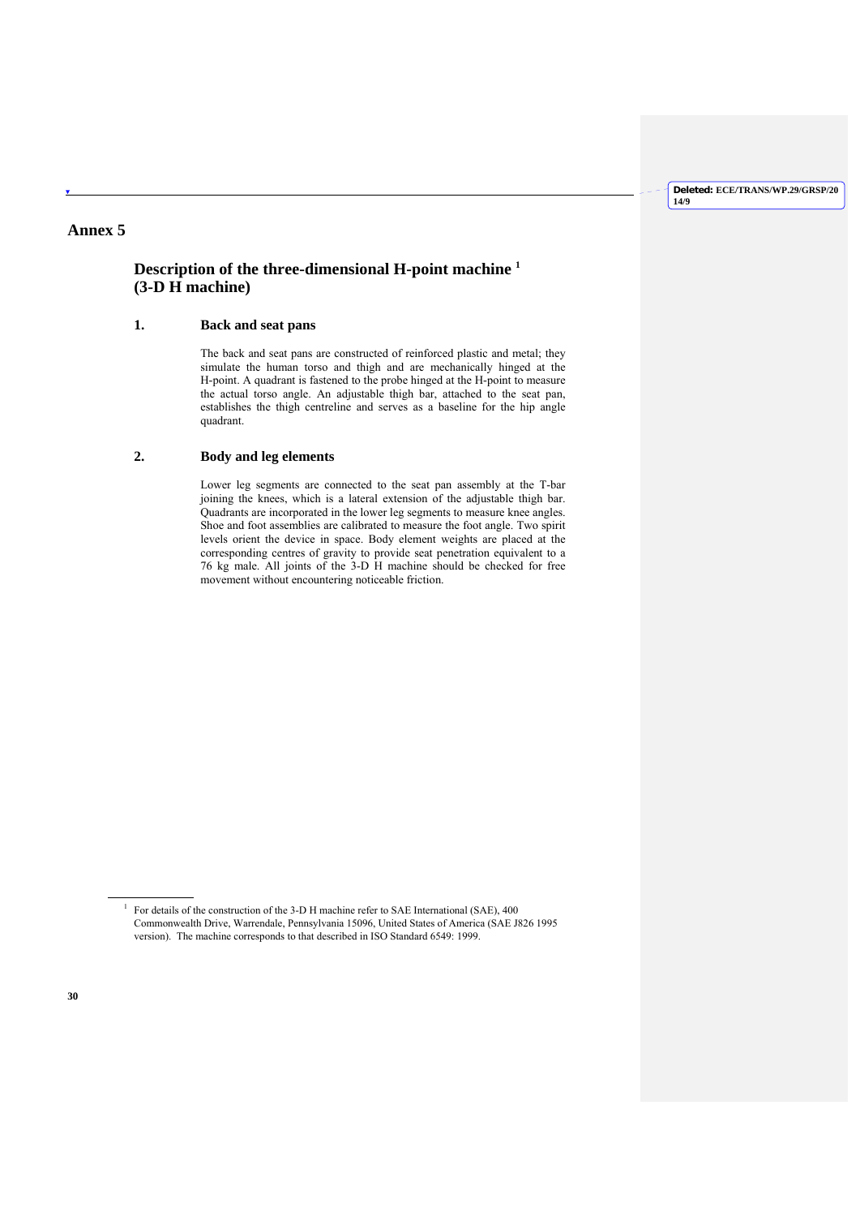# Annex 5

## Description of the three-dimensional H-point machine [1] (3-D H machine)

### 1. Back and seat pans

The back and seat pans are constructed of reinforced plastic and metal; they simulate the human torso and thigh and are mechanically hinged at the H-point. A quadrant is fastened to the probe hinged at the H-point to measure the actual torso angle. An adjustable thigh bar, attached to the seat pan, establishes the thigh centreline and serves as a baseline for the hip angle quadrant.

### 2. Body and leg elements

Lower leg segments are connected to the seat pan assembly at the T-bar joining the knees, which is a lateral extension of the adjustable thigh bar. Quadrants are incorporated in the lower leg segments to measure knee angles. Shoe and foot assemblies are calibrated to measure the foot angle. Two spirit levels orient the device in space. Body element weights are placed at the corresponding centres of gravity to provide seat penetration equivalent to a 76 kg male. All joints of the 3-D H machine should be checked for free movement without encountering noticeable friction.

---

[1] For details of the construction of the 3-D H machine refer to SAE International (SAE), 400 Commonwealth Drive, Warrendale, Pennsylvania 15096, United States of America (SAE J826 1995 version). The machine corresponds to that described in ISO Standard 6549: 1999.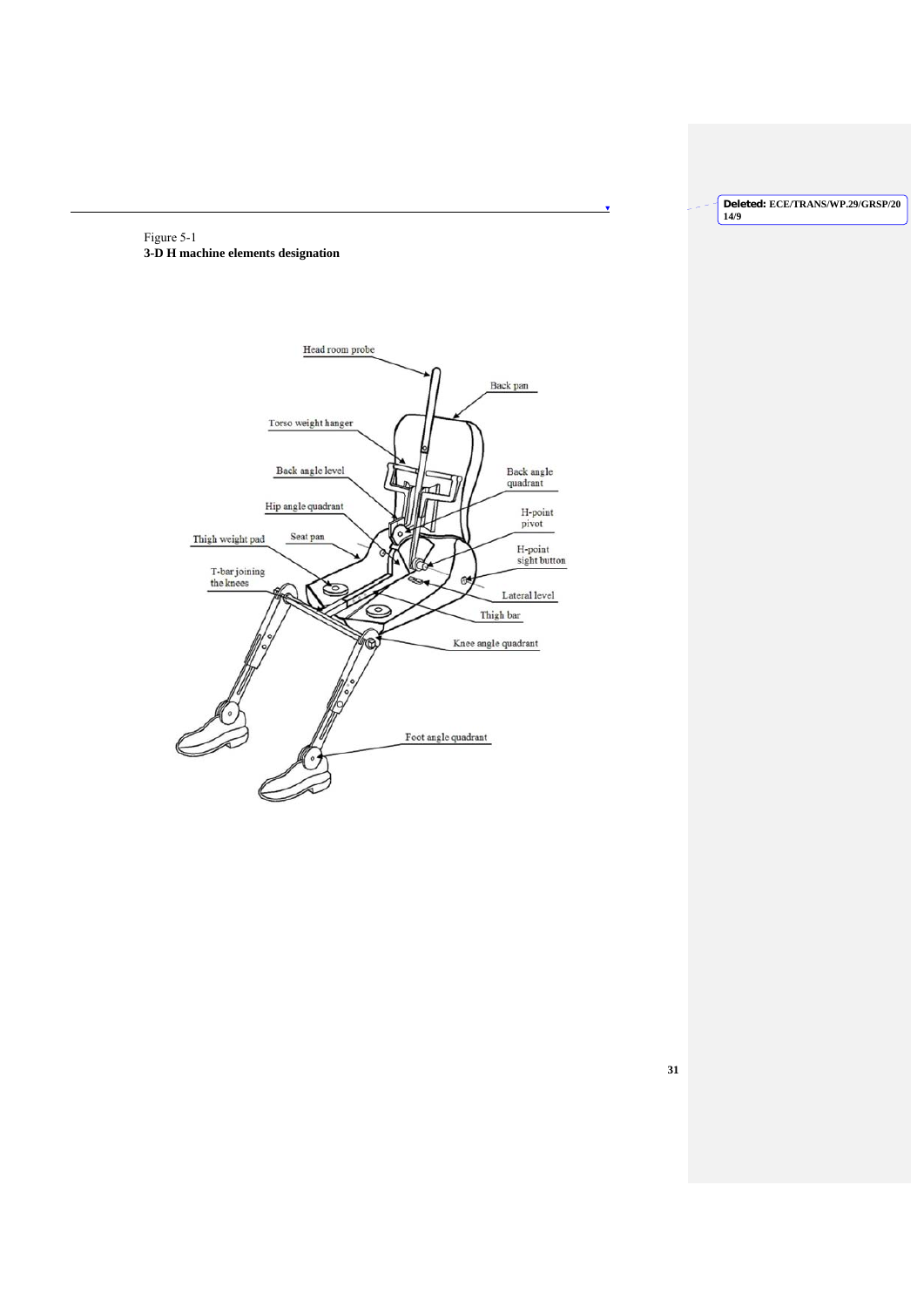Figure 5-1
**3-D H machine elements designation**

Head room probe

Back pan

Torso weight hanger

Back angle level

Back angle quadrant

Hip angle quadrant

H-point pivot

Thigh weight pad

Seat pan

H-point sight button

T-bar joining the knees

Lateral level

Thigh bar

Knee angle quadrant

Foot angle quadrant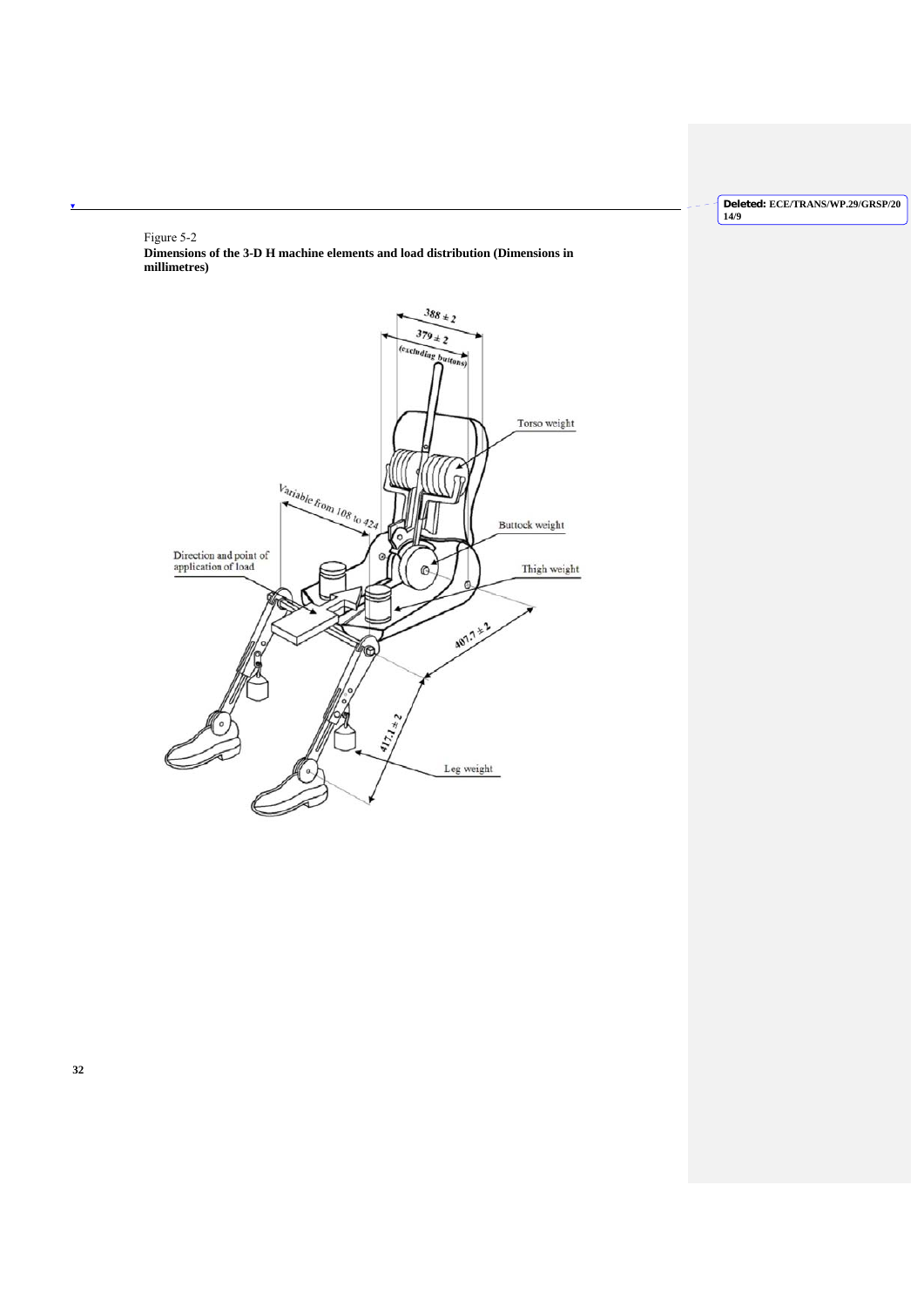Figure 5-2

**Dimensions of the 3-D H machine elements and load distribution (Dimensions in millimetres)**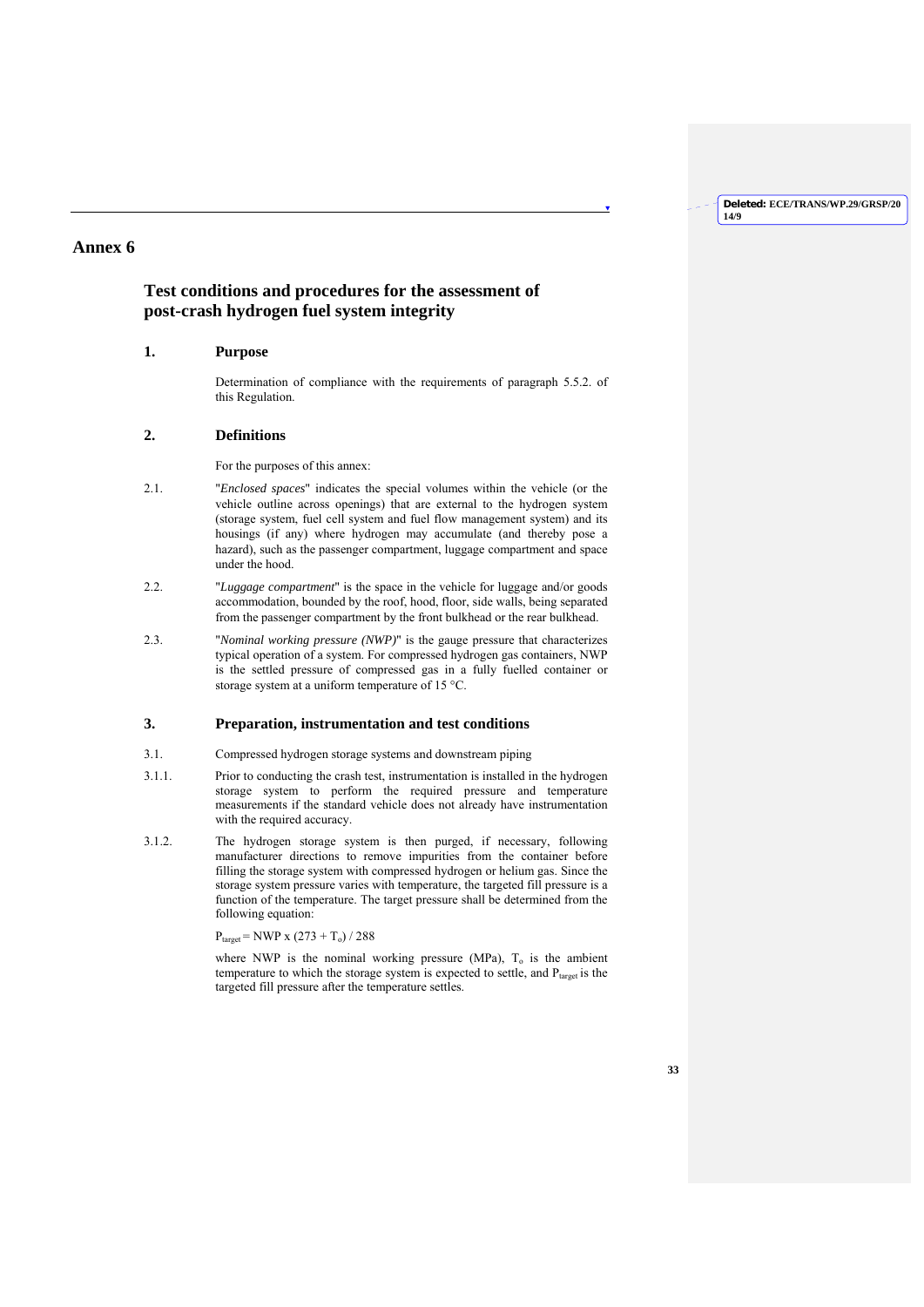# Annex 6

## Test conditions and procedures for the assessment of post-crash hydrogen fuel system integrity

### 1. Purpose

Determination of compliance with the requirements of paragraph 5.5.2. of this Regulation.

### 2. Definitions

For the purposes of this annex:

2.1. "*Enclosed spaces*" indicates the special volumes within the vehicle (or the vehicle outline across openings) that are external to the hydrogen system (storage system, fuel cell system and fuel flow management system) and its housings (if any) where hydrogen may accumulate (and thereby pose a hazard), such as the passenger compartment, luggage compartment and space under the hood.

2.2. "*Luggage compartment*" is the space in the vehicle for luggage and/or goods accommodation, bounded by the roof, hood, floor, side walls, being separated from the passenger compartment by the front bulkhead or the rear bulkhead.

2.3. "*Nominal working pressure (NWP)*" is the gauge pressure that characterizes typical operation of a system. For compressed hydrogen gas containers, NWP is the settled pressure of compressed gas in a fully fuelled container or storage system at a uniform temperature of 15 °C.

### 3. Preparation, instrumentation and test conditions

3.1. Compressed hydrogen storage systems and downstream piping

3.1.1. Prior to conducting the crash test, instrumentation is installed in the hydrogen storage system to perform the required pressure and temperature measurements if the standard vehicle does not already have instrumentation with the required accuracy.

3.1.2. The hydrogen storage system is then purged, if necessary, following manufacturer directions to remove impurities from the container before filling the storage system with compressed hydrogen or helium gas. Since the storage system pressure varies with temperature, the targeted fill pressure is a function of the temperature. The target pressure shall be determined from the following equation:

$P_{target} = NWP \times (273 + T_o) / 288$

where NWP is the nominal working pressure (MPa), $T_o$ is the ambient temperature to which the storage system is expected to settle, and $P_{target}$ is the targeted fill pressure after the temperature settles.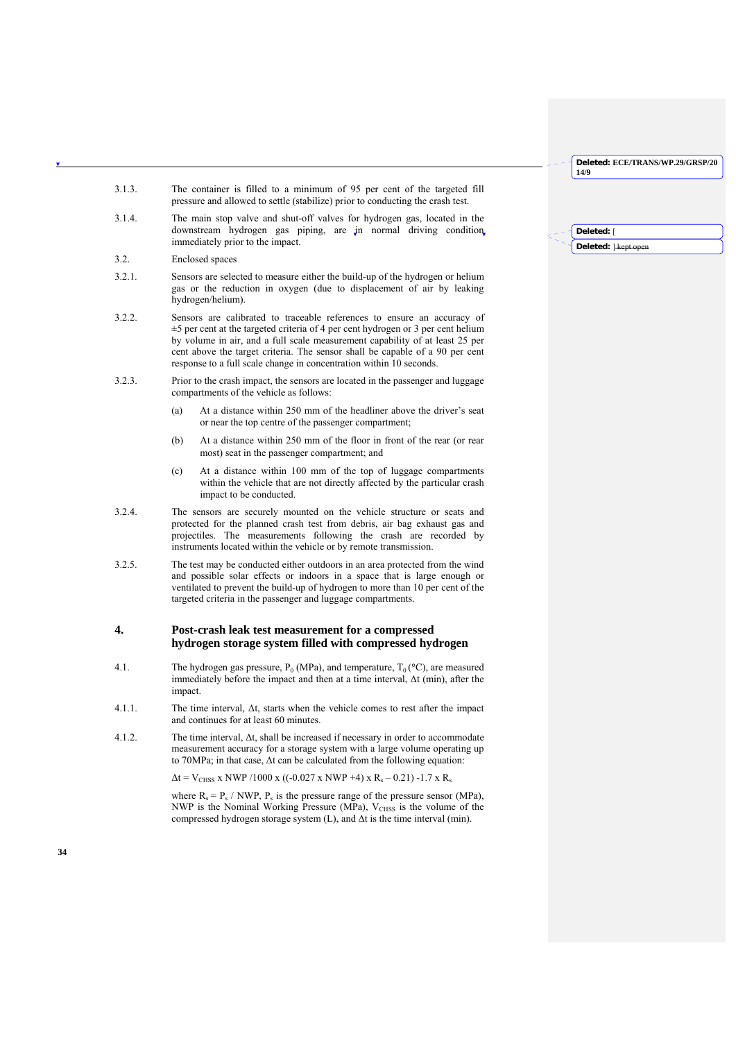3.1.3. The container is filled to a minimum of 95 per cent of the targeted fill pressure and allowed to settle (stabilize) prior to conducting the crash test.

3.1.4. The main stop valve and shut-off valves for hydrogen gas, located in the downstream hydrogen gas piping, are in normal driving condition immediately prior to the impact.

3.2. Enclosed spaces

3.2.1. Sensors are selected to measure either the build-up of the hydrogen or helium gas or the reduction in oxygen (due to displacement of air by leaking hydrogen/helium).

3.2.2. Sensors are calibrated to traceable references to ensure an accuracy of ±5 per cent at the targeted criteria of 4 per cent hydrogen or 3 per cent helium by volume in air, and a full scale measurement capability of at least 25 per cent above the target criteria. The sensor shall be capable of a 90 per cent response to a full scale change in concentration within 10 seconds.

3.2.3. Prior to the crash impact, the sensors are located in the passenger and luggage compartments of the vehicle as follows:

(a) At a distance within 250 mm of the headliner above the driver's seat or near the top centre of the passenger compartment;

(b) At a distance within 250 mm of the floor in front of the rear (or rear most) seat in the passenger compartment; and

(c) At a distance within 100 mm of the top of luggage compartments within the vehicle that are not directly affected by the particular crash impact to be conducted.

3.2.4. The sensors are securely mounted on the vehicle structure or seats and protected for the planned crash test from debris, air bag exhaust gas and projectiles. The measurements following the crash are recorded by instruments located within the vehicle or by remote transmission.

3.2.5. The test may be conducted either outdoors in an area protected from the wind and possible solar effects or indoors in a space that is large enough or ventilated to prevent the build-up of hydrogen to more than 10 per cent of the targeted criteria in the passenger and luggage compartments.

## 4. Post-crash leak test measurement for a compressed hydrogen storage system filled with compressed hydrogen

4.1. The hydrogen gas pressure, $P_0$ (MPa), and temperature, $T_0$ (°C), are measured immediately before the impact and then at a time interval, $\Delta t$ (min), after the impact.

4.1.1. The time interval, $\Delta t$, starts when the vehicle comes to rest after the impact and continues for at least 60 minutes.

4.1.2. The time interval, $\Delta t$, shall be increased if necessary in order to accommodate measurement accuracy for a storage system with a large volume operating up to 70MPa; in that case, $\Delta t$ can be calculated from the following equation:

$$\Delta t = V_{CHSS} \times NWP /1000 \times ((-0.027 \times NWP +4) \times R_s - 0.21) -1.7 \times R_s$$

where $R_s = P_s / NWP$, $P_s$ is the pressure range of the pressure sensor (MPa), NWP is the Nominal Working Pressure (MPa), $V_{CHSS}$ is the volume of the compressed hydrogen storage system (L), and $\Delta t$ is the time interval (min).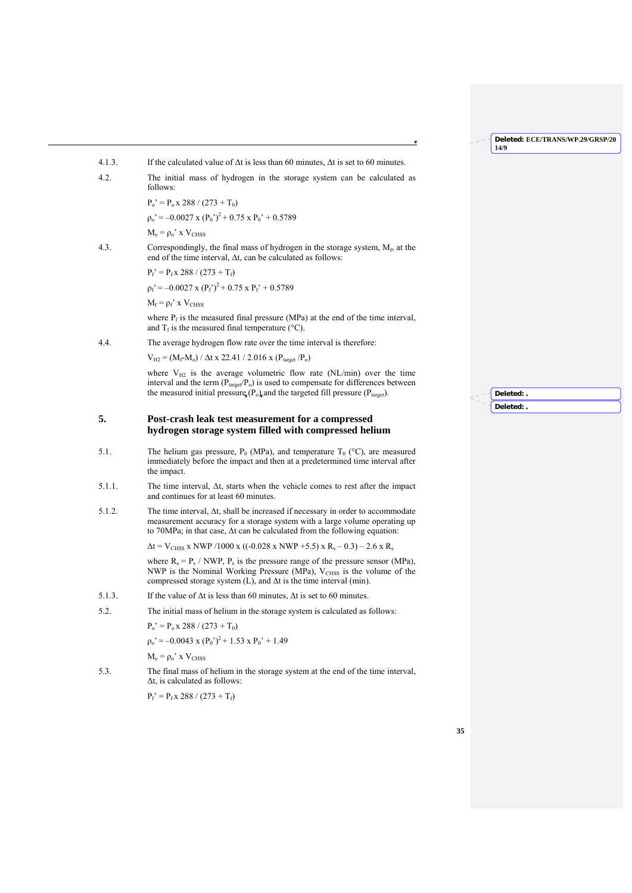4.1.3. If the calculated value of $\Delta t$ is less than 60 minutes, $\Delta t$ is set to 60 minutes.

4.2. The initial mass of hydrogen in the storage system can be calculated as follows:

$P_o' = P_o \times 288 / (273 + T_0)$

$\rho_o' = -0.0027 \times (P_0')^2 + 0.75 \times P_0' + 0.5789$

$M_o = \rho_o' \times V_{CHSS}$

4.3. Correspondingly, the final mass of hydrogen in the storage system, $M_f$, at the end of the time interval, $\Delta t$, can be calculated as follows:

$P_f' = P_f \times 288 / (273 + T_f)$

$\rho_f' = -0.0027 \times (P_f')^2 + 0.75 \times P_f' + 0.5789$

$M_f = \rho_f' \times V_{CHSS}$

where $P_f$ is the measured final pressure (MPa) at the end of the time interval, and $T_f$ is the measured final temperature (°C).

4.4. The average hydrogen flow rate over the time interval is therefore:

$V_{H2} = (M_f - M_o) / \Delta t \times 22.41 / 2.016 \times (P_{target} / P_o)$

where $V_{H2}$ is the average volumetric flow rate (NL/min) over the time interval and the term $(P_{target}/P_o)$ is used to compensate for differences between the measured initial pressure $(P_o)$ and the targeted fill pressure $(P_{target})$.

## 5. Post-crash leak test measurement for a compressed hydrogen storage system filled with compressed helium

5.1. The helium gas pressure, $P_0$ (MPa), and temperature $T_0$ (°C), are measured immediately before the impact and then at a predetermined time interval after the impact.

5.1.1. The time interval, $\Delta t$, starts when the vehicle comes to rest after the impact and continues for at least 60 minutes.

5.1.2. The time interval, $\Delta t$, shall be increased if necessary in order to accommodate measurement accuracy for a storage system with a large volume operating up to 70MPa; in that case, $\Delta t$ can be calculated from the following equation:

$\Delta t = V_{CHSS} \times NWP / 1000 \times ((-0.028 \times NWP + 5.5) \times R_s - 0.3) - 2.6 \times R_s$

where $R_s = P_s / NWP$, $P_s$ is the pressure range of the pressure sensor (MPa), NWP is the Nominal Working Pressure (MPa), $V_{CHSS}$ is the volume of the compressed storage system (L), and $\Delta t$ is the time interval (min).

5.1.3. If the value of $\Delta t$ is less than 60 minutes, $\Delta t$ is set to 60 minutes.

5.2. The initial mass of helium in the storage system is calculated as follows:

$P_o' = P_o \times 288 / (273 + T_0)$

$\rho_o' = -0.0043 \times (P_0')^2 + 1.53 \times P_0' + 1.49$

$M_o = \rho_o' \times V_{CHSS}$

5.3. The final mass of helium in the storage system at the end of the time interval, $\Delta t$, is calculated as follows:

$P_f' = P_f \times 288 / (273 + T_f)$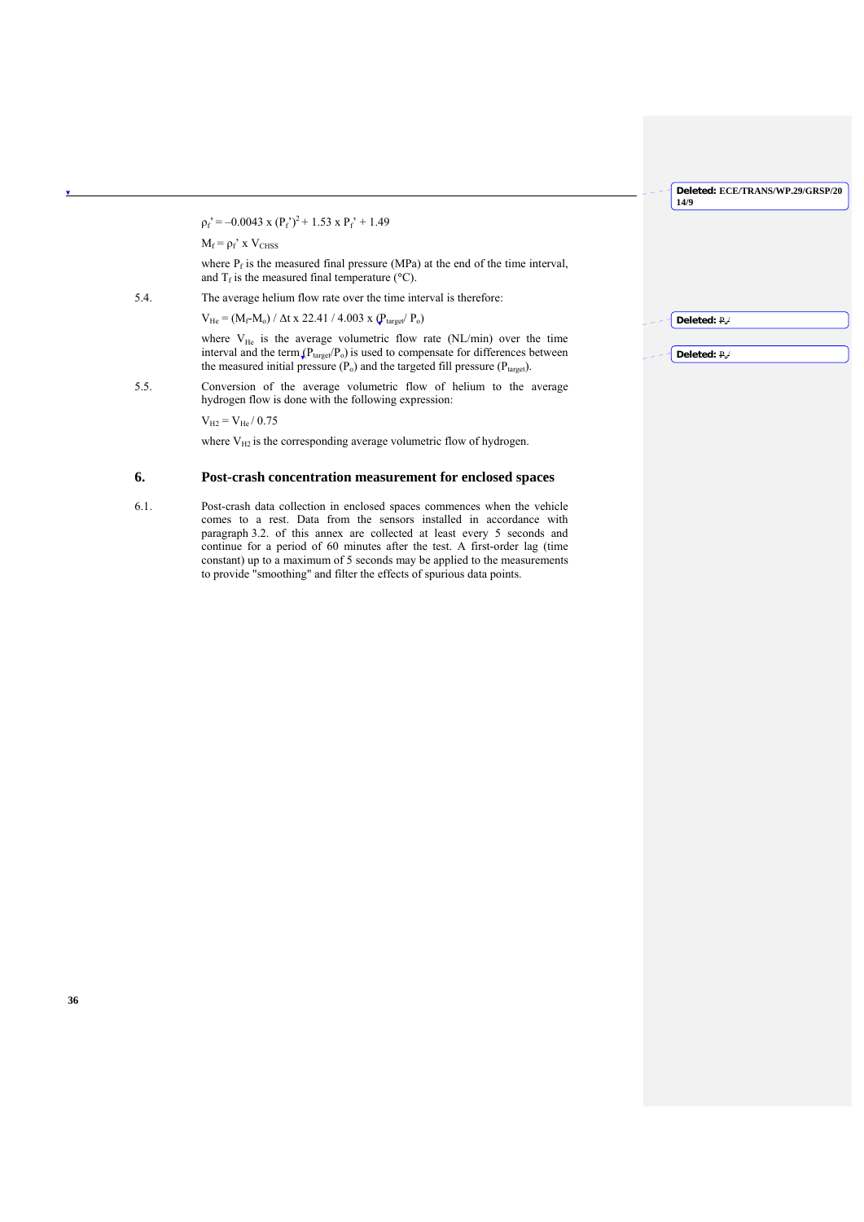$$\rho_f' = -0.0043 \times (P_f')^2 + 1.53 \times P_f' + 1.49$$

$$M_f = \rho_f' \times V_{CHSS}$$

where $P_f$ is the measured final pressure (MPa) at the end of the time interval, and $T_f$ is the measured final temperature (°C).

5.4. The average helium flow rate over the time interval is therefore:

$$V_{He} = (M_f - M_o) / \Delta t \times 22.41 / 4.003 \times (P_{target} / P_o)$$

where $V_{He}$ is the average volumetric flow rate (NL/min) over the time interval and the term $(P_{target}/P_o)$ is used to compensate for differences between the measured initial pressure ($P_o$) and the targeted fill pressure ($P_{target}$).

5.5. Conversion of the average volumetric flow of helium to the average hydrogen flow is done with the following expression:

$$V_{H2} = V_{He} / 0.75$$

where $V_{H2}$ is the corresponding average volumetric flow of hydrogen.

## 6. Post-crash concentration measurement for enclosed spaces

6.1. Post-crash data collection in enclosed spaces commences when the vehicle comes to a rest. Data from the sensors installed in accordance with paragraph 3.2. of this annex are collected at least every 5 seconds and continue for a period of 60 minutes after the test. A first-order lag (time constant) up to a maximum of 5 seconds may be applied to the measurements to provide "smoothing" and filter the effects of spurious data points.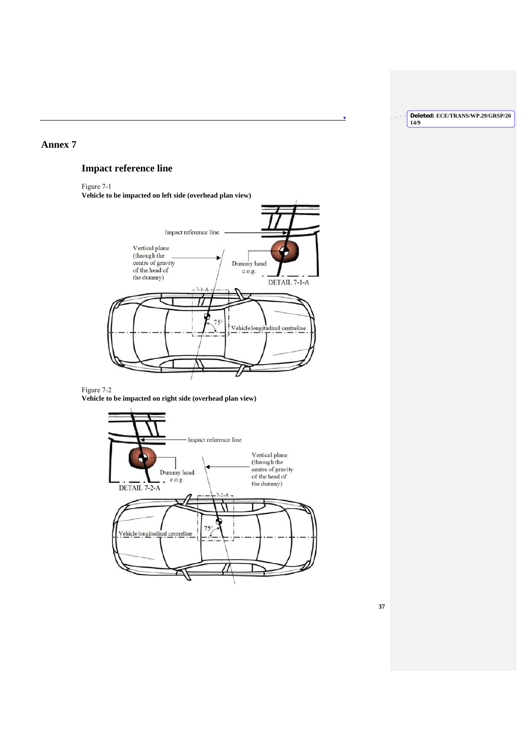# Annex 7

## Impact reference line

Figure 7-1

**Vehicle to be impacted on left side (overhead plan view)**

Figure 7-2

**Vehicle to be impacted on right side (overhead plan view)**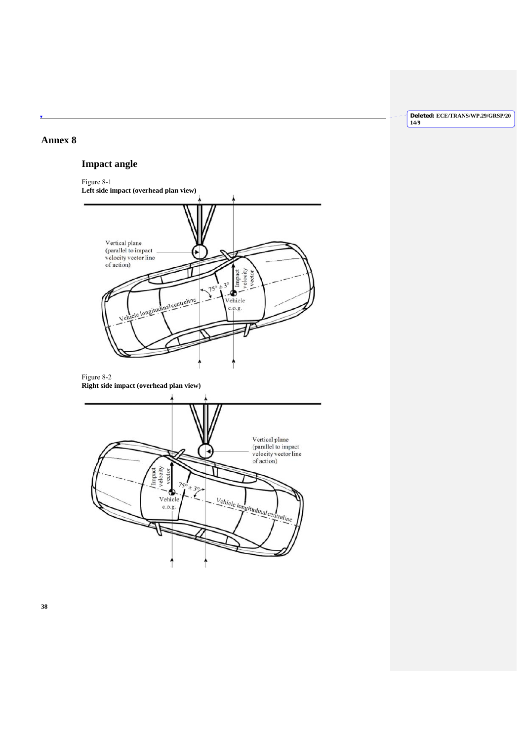# Annex 8

## Impact angle

Figure 8-1
**Left side impact (overhead plan view)**

Vertical plane (parallel to impact velocity vector line of action)

Impact velocity vector

$75° \pm 3°$

Vehicle c.o.g.

Vehicle longitudinal centreline

Figure 8-2
**Right side impact (overhead plan view)**

Vertical plane (parallel to impact velocity vector line of action)

Impact velocity vector

$75° \pm 3°$

Vehicle c.o.g.

Vehicle longitudinal centreline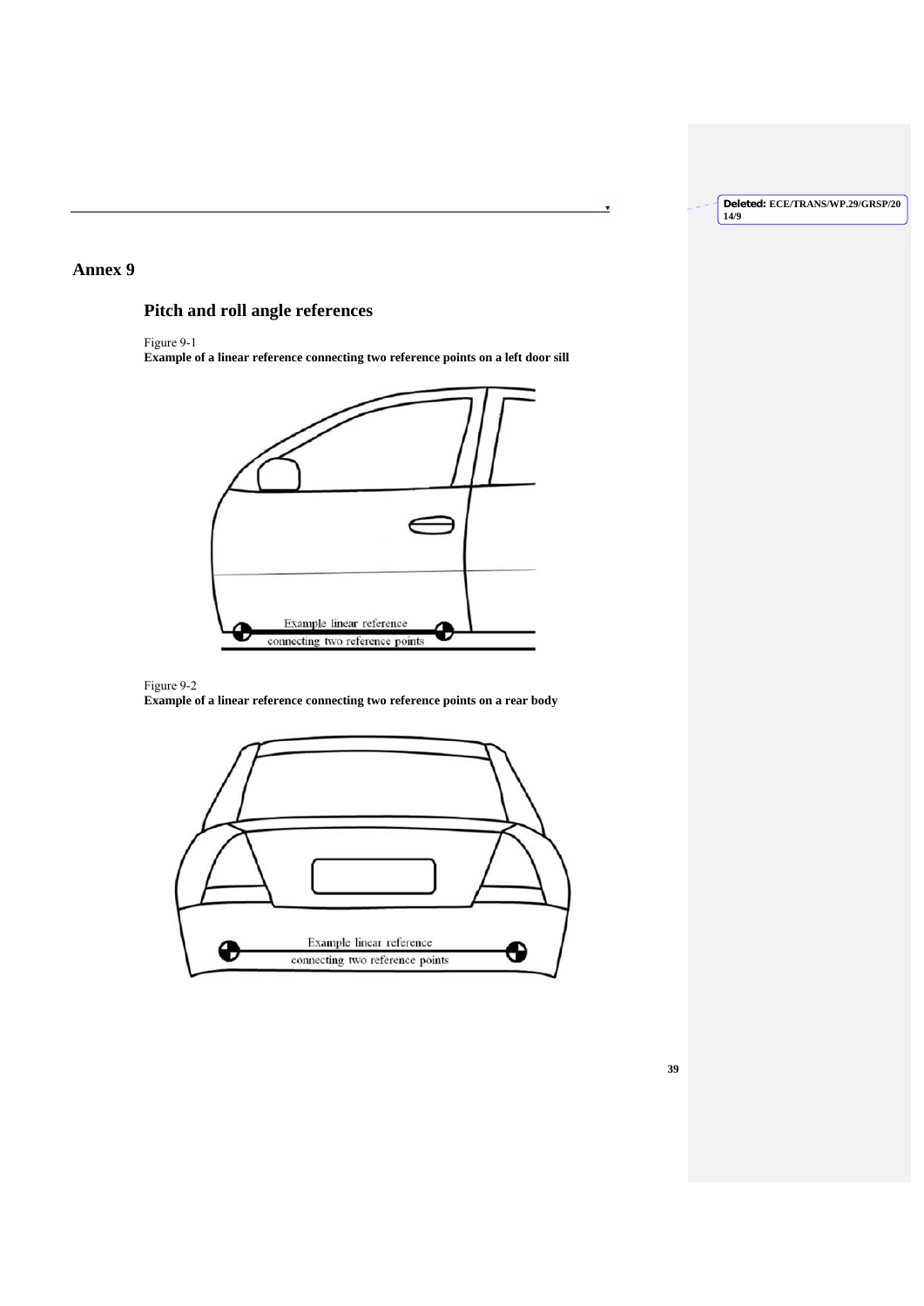# Annex 9

## Pitch and roll angle references

Figure 9-1
**Example of a linear reference connecting two reference points on a left door sill**

Example linear reference connecting two reference points

Figure 9-2
**Example of a linear reference connecting two reference points on a rear body**

Example linear reference connecting two reference points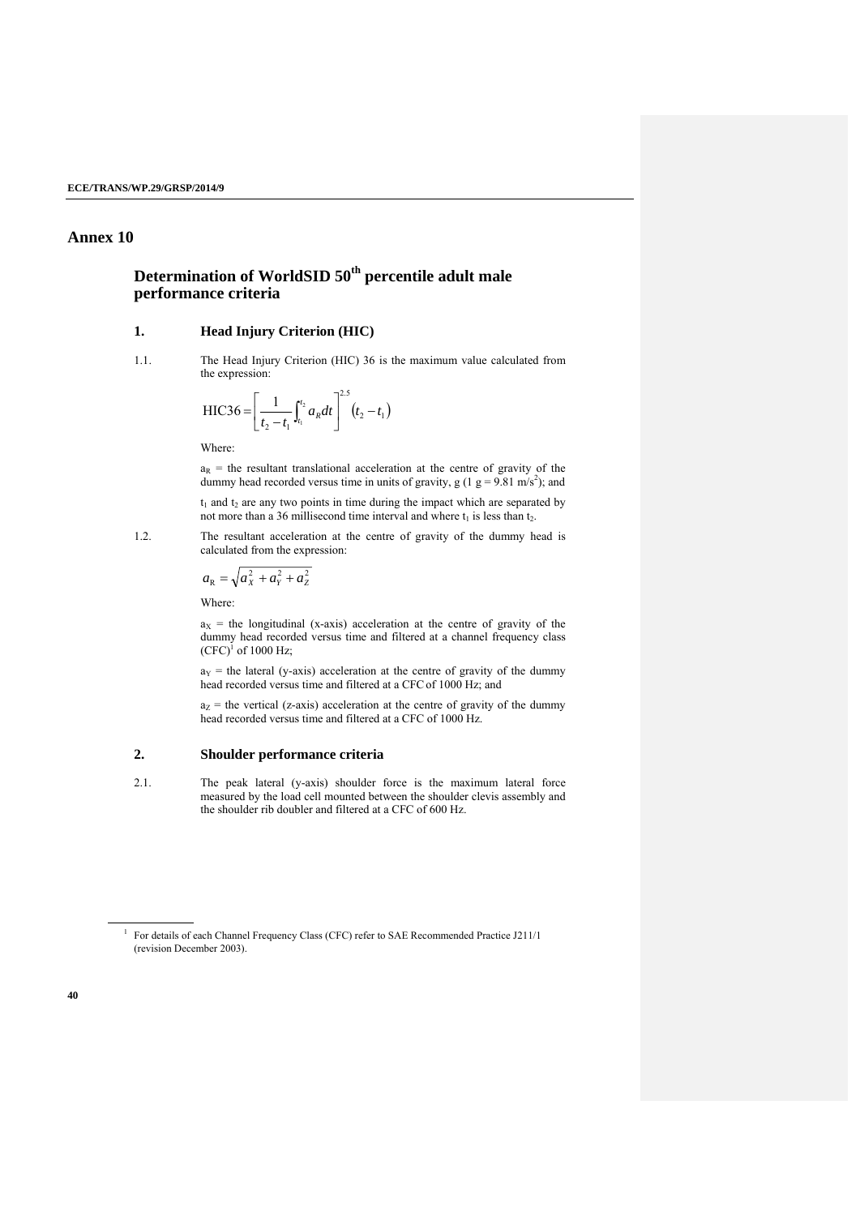# Annex 10

## Determination of WorldSID 50th percentile adult male performance criteria

### 1. Head Injury Criterion (HIC)

1.1. The Head Injury Criterion (HIC) 36 is the maximum value calculated from the expression:

$$\mathrm{HIC36} = \left[ \frac{1}{t_2 - t_1} \int_{t_1}^{t_2} a_R dt \right]^{2.5} (t_2 - t_1)$$

Where:

$a_R$ = the resultant translational acceleration at the centre of gravity of the dummy head recorded versus time in units of gravity, g (1 g = 9.81 m/s$^2$); and

$t_1$ and $t_2$ are any two points in time during the impact which are separated by not more than a 36 millisecond time interval and where $t_1$ is less than $t_2$.

1.2. The resultant acceleration at the centre of gravity of the dummy head is calculated from the expression:

$$a_R = \sqrt{a_X^2 + a_Y^2 + a_Z^2}$$

Where:

$a_X$ = the longitudinal (x-axis) acceleration at the centre of gravity of the dummy head recorded versus time and filtered at a channel frequency class (CFC)[1] of 1000 Hz;

$a_Y$ = the lateral (y-axis) acceleration at the centre of gravity of the dummy head recorded versus time and filtered at a CFC of 1000 Hz; and

$a_Z$ = the vertical (z-axis) acceleration at the centre of gravity of the dummy head recorded versus time and filtered at a CFC of 1000 Hz.

### 2. Shoulder performance criteria

2.1. The peak lateral (y-axis) shoulder force is the maximum lateral force measured by the load cell mounted between the shoulder clevis assembly and the shoulder rib doubler and filtered at a CFC of 600 Hz.

---

[1] For details of each Channel Frequency Class (CFC) refer to SAE Recommended Practice J211/1 (revision December 2003).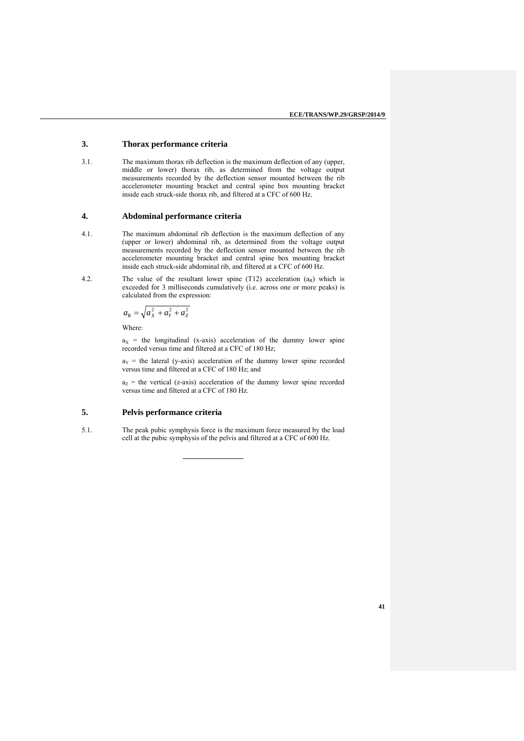## 3. Thorax performance criteria

3.1. The maximum thorax rib deflection is the maximum deflection of any (upper, middle or lower) thorax rib, as determined from the voltage output measurements recorded by the deflection sensor mounted between the rib accelerometer mounting bracket and central spine box mounting bracket inside each struck-side thorax rib, and filtered at a CFC of 600 Hz.

## 4. Abdominal performance criteria

4.1. The maximum abdominal rib deflection is the maximum deflection of any (upper or lower) abdominal rib, as determined from the voltage output measurements recorded by the deflection sensor mounted between the rib accelerometer mounting bracket and central spine box mounting bracket inside each struck-side abdominal rib, and filtered at a CFC of 600 Hz.

4.2. The value of the resultant lower spine (T12) acceleration ($a_R$) which is exceeded for 3 milliseconds cumulatively (i.e. across one or more peaks) is calculated from the expression:

$$a_{R} = \sqrt{a_X^2 + a_Y^2 + a_Z^2}$$

Where:

$a_X$ = the longitudinal (x-axis) acceleration of the dummy lower spine recorded versus time and filtered at a CFC of 180 Hz;

$a_Y$ = the lateral (y-axis) acceleration of the dummy lower spine recorded versus time and filtered at a CFC of 180 Hz; and

$a_Z$ = the vertical (z-axis) acceleration of the dummy lower spine recorded versus time and filtered at a CFC of 180 Hz.

## 5. Pelvis performance criteria

5.1. The peak pubic symphysis force is the maximum force measured by the load cell at the pubic symphysis of the pelvis and filtered at a CFC of 600 Hz.